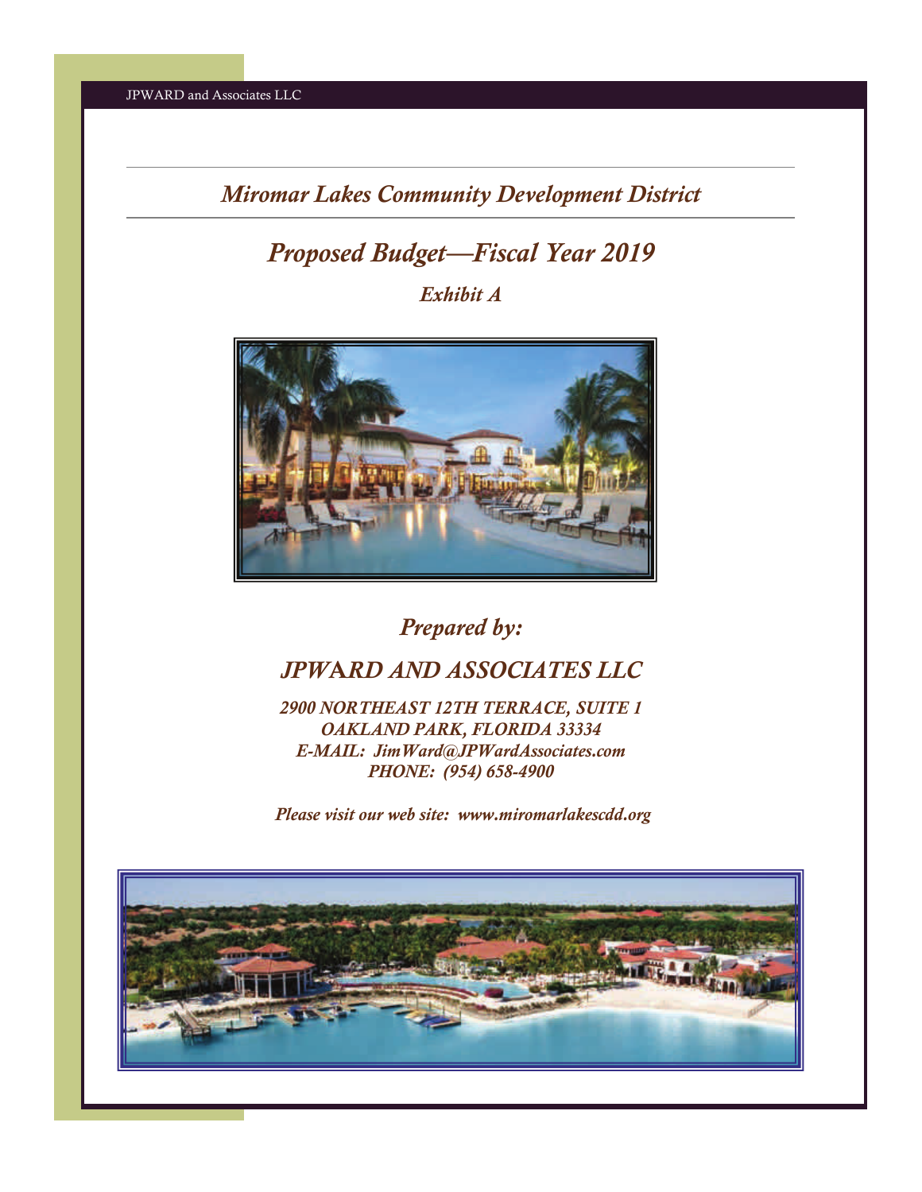# *Miromar Lakes Community Development District*

## *Proposed Budget—Fiscal Year 2019*

### *Exhibit A*

*Prepared by:*

## *JPWARD AND ASSOCIATES LLC*

***2900 NORTHEAST 12TH TERRACE, SUITE 1***
***OAKLAND PARK, FLORIDA 33334***
***E-MAIL: JimWard@JPWardAssociates.com***
***PHONE: (954) 658-4900***

***Please visit our web site: www.miromarlakescdd.org***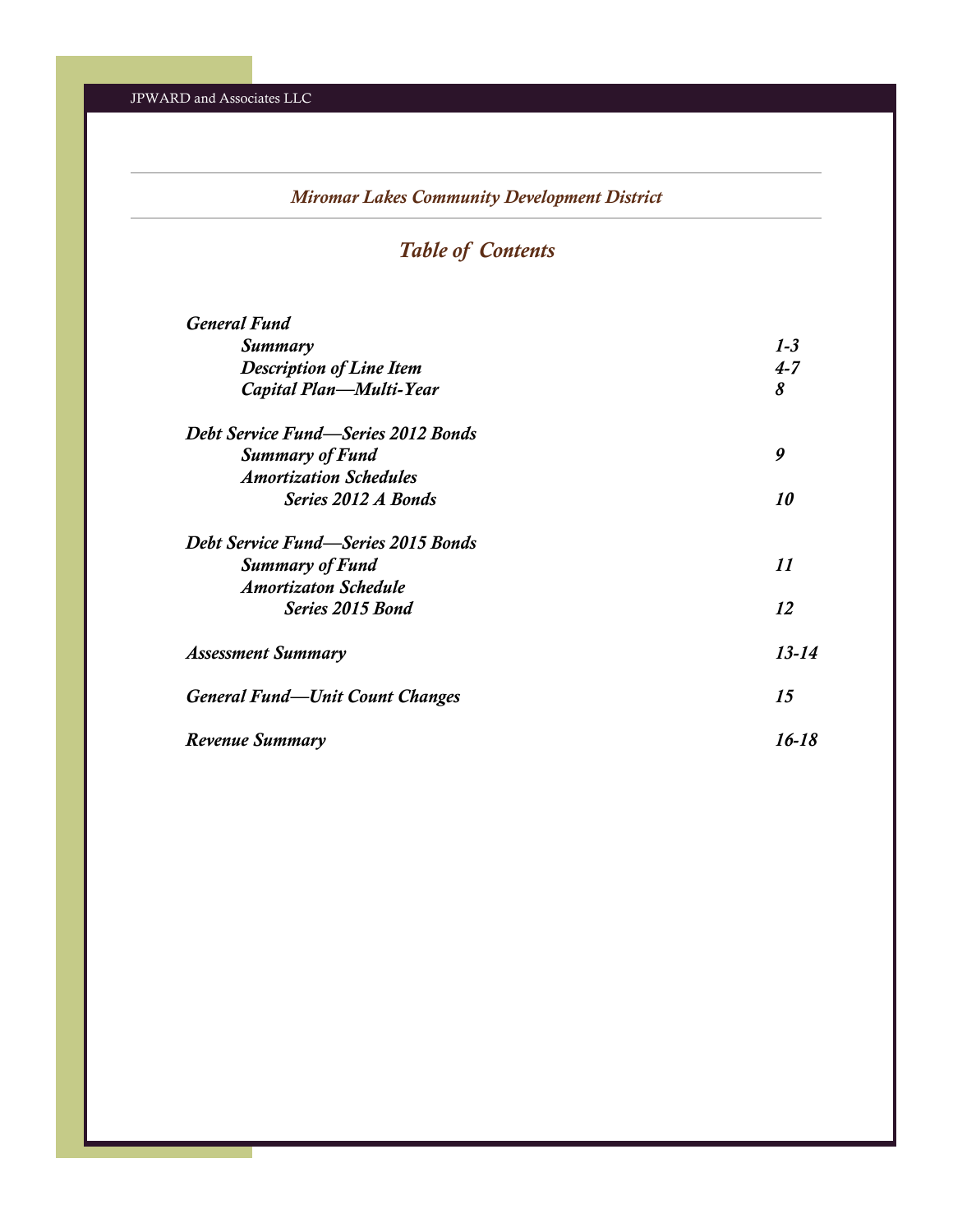## *Miromar Lakes Community Development District*

# *Table of Contents*

| | |
|---|---|
| ***General Fund*** | |
| ***Summary*** | ***1-3*** |
| ***Description of Line Item*** | ***4-7*** |
| ***Capital Plan—Multi-Year*** | ***8*** |
| ***Debt Service Fund—Series 2012 Bonds*** | |
| ***Summary of Fund*** | ***9*** |
| ***Amortization Schedules*** | |
| ***Series 2012 A Bonds*** | ***10*** |
| ***Debt Service Fund—Series 2015 Bonds*** | |
| ***Summary of Fund*** | ***11*** |
| ***Amortizaton Schedule*** | |
| ***Series 2015 Bond*** | ***12*** |
| ***Assessment Summary*** | ***13-14*** |
| ***General Fund—Unit Count Changes*** | ***15*** |
| ***Revenue Summary*** | ***16-18*** |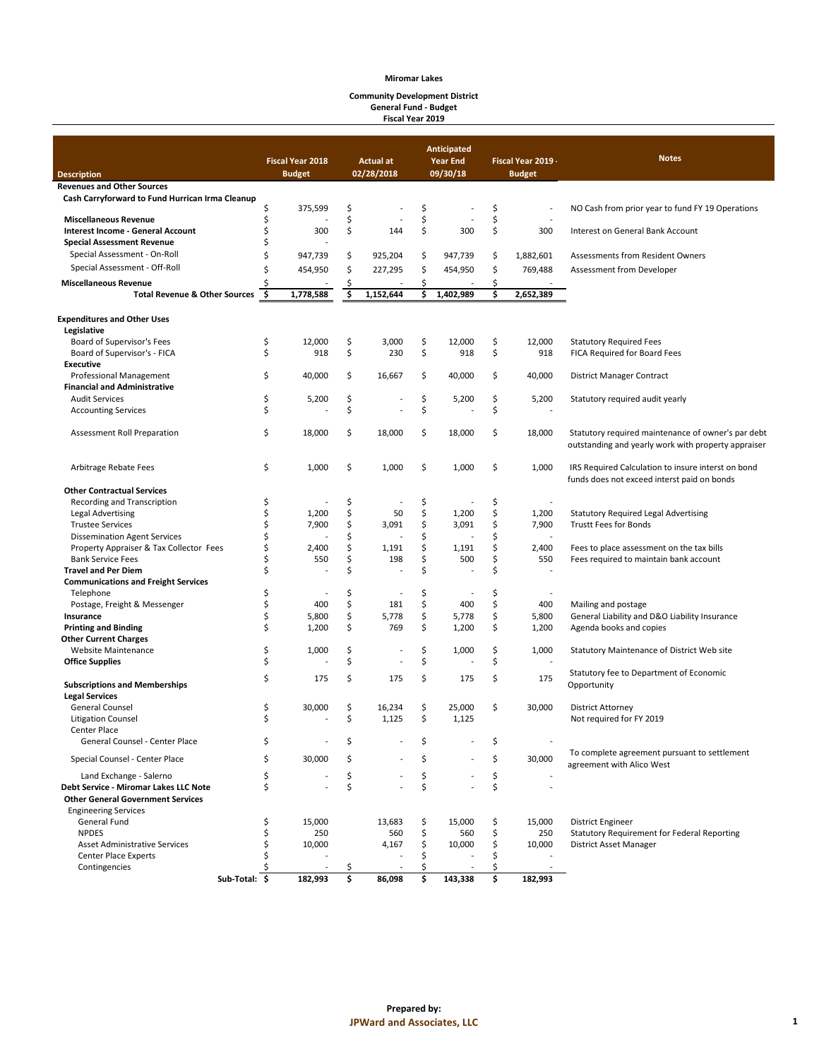**Miromar Lakes**

**Community Development District**
**General Fund - Budget**
**Fiscal Year 2019**

| Description | Fiscal Year 2018 Budget | Actual at 02/28/2018 | Anticipated Year End 09/30/18 | Fiscal Year 2019 Budget | Notes |
|---|---|---|---|---|---|
| **Revenues and Other Sources** | | | | | |
| **Cash Carryforward to Fund Hurrican Irma Cleanup** | $ 375,599 | $ - | $ - | $ - | NO Cash from prior year to fund FY 19 Operations |
| **Miscellaneous Revenue** | $ - | $ - | $ - | $ - | |
| **Interest Income - General Account** | $ 300 | $ 144 | $ 300 | $ 300 | Interest on General Bank Account |
| **Special Assessment Revenue** | $ - | | | | |
| Special Assessment - On-Roll | $ 947,739 | $ 925,204 | $ 947,739 | $ 1,882,601 | Assessments from Resident Owners |
| Special Assessment - Off-Roll | $ 454,950 | $ 227,295 | $ 454,950 | $ 769,488 | Assessment from Developer |
| **Miscellaneous Revenue** | $ - | $ - | $ - | $ - | |
| **Total Revenue & Other Sources** | **$ 1,778,588** | **$ 1,152,644** | **$ 1,402,989** | **$ 2,652,389** | |
| | | | | | |
| **Expenditures and Other Uses** | | | | | |
| **Legislative** | | | | | |
| Board of Supervisor's Fees | $ 12,000 | $ 3,000 | $ 12,000 | $ 12,000 | Statutory Required Fees |
| Board of Supervisor's - FICA | $ 918 | $ 230 | $ 918 | $ 918 | FICA Required for Board Fees |
| **Executive** | | | | | |
| Professional Management | $ 40,000 | $ 16,667 | $ 40,000 | $ 40,000 | District Manager Contract |
| **Financial and Administrative** | | | | | |
| Audit Services | $ 5,200 | $ - | $ 5,200 | $ 5,200 | Statutory required audit yearly |
| Accounting Services | $ - | $ - | $ - | $ - | |
| Assessment Roll Preparation | $ 18,000 | $ 18,000 | $ 18,000 | $ 18,000 | Statutory required maintenance of owner's par debt outstanding and yearly work with property appraiser |
| Arbitrage Rebate Fees | $ 1,000 | $ 1,000 | $ 1,000 | $ 1,000 | IRS Required Calculation to insure interest on bond funds does not exceed interest paid on bonds |
| **Other Contractual Services** | | | | | |
| Recording and Transcription | $ - | $ - | $ - | $ - | |
| Legal Advertising | $ 1,200 | $ 50 | $ 1,200 | $ 1,200 | Statutory Required Legal Advertising |
| Trustee Services | $ 7,900 | $ 3,091 | $ 3,091 | $ 7,900 | Trustt Fees for Bonds |
| Dissemination Agent Services | $ - | $ - | $ - | $ - | |
| Property Appraiser & Tax Collector Fees | $ 2,400 | $ 1,191 | $ 1,191 | $ 2,400 | Fees to place assessment on the tax bills |
| Bank Service Fees | $ 550 | $ 198 | $ 500 | $ 550 | Fees required to maintain bank account |
| **Travel and Per Diem** | $ - | $ - | $ - | $ - | |
| **Communications and Freight Services** | | | | | |
| Telephone | $ - | $ - | $ - | $ - | |
| Postage, Freight & Messenger | $ 400 | $ 181 | $ 400 | $ 400 | Mailing and postage |
| **Insurance** | $ 5,800 | $ 5,778 | $ 5,778 | $ 5,800 | General Liability and D&O Liability Insurance |
| **Printing and Binding** | $ 1,200 | $ 769 | $ 1,200 | $ 1,200 | Agenda books and copies |
| **Other Current Charges** | | | | | |
| Website Maintenance | $ 1,000 | $ - | $ 1,000 | $ 1,000 | Statutory Maintenance of District Web site |
| **Office Supplies** | $ - | $ - | $ - | $ - | |
| **Subscriptions and Memberships** | $ 175 | $ 175 | $ 175 | $ 175 | Statutory fee to Department of Economic Opportunity |
| **Legal Services** | | | | | |
| General Counsel | $ 30,000 | $ 16,234 | $ 25,000 | $ 30,000 | District Attorney |
| Litigation Counsel | $ - | $ 1,125 | $ 1,125 | | Not required for FY 2019 |
| Center Place | | | | | |
| General Counsel - Center Place | $ - | $ - | $ - | $ - | |
| Special Counsel - Center Place | $ 30,000 | $ - | $ - | $ 30,000 | To complete agreement pursuant to settlement agreement with Alico West |
| Land Exchange - Salerno | $ - | $ - | $ - | $ - | |
| **Debt Service - Miromar Lakes LLC Note** | $ - | $ - | $ - | $ - | |
| **Other General Government Services** | | | | | |
| Engineering Services | | | | | |
| General Fund | $ 15,000 | 13,683 | $ 15,000 | $ 15,000 | District Engineer |
| NPDES | $ 250 | 560 | $ 560 | $ 250 | Statutory Requirement for Federal Reporting |
| Asset Administrative Services | $ 10,000 | 4,167 | $ 10,000 | $ 10,000 | District Asset Manager |
| Center Place Experts | $ - | - | $ - | $ - | |
| Contingencies | $ - | $ - | $ - | $ - | |
| **Sub-Total:** | **$ 182,993** | **$ 86,098** | **$ 143,338** | **$ 182,993** | |

**Prepared by:**
**JPWard and Associates, LLC**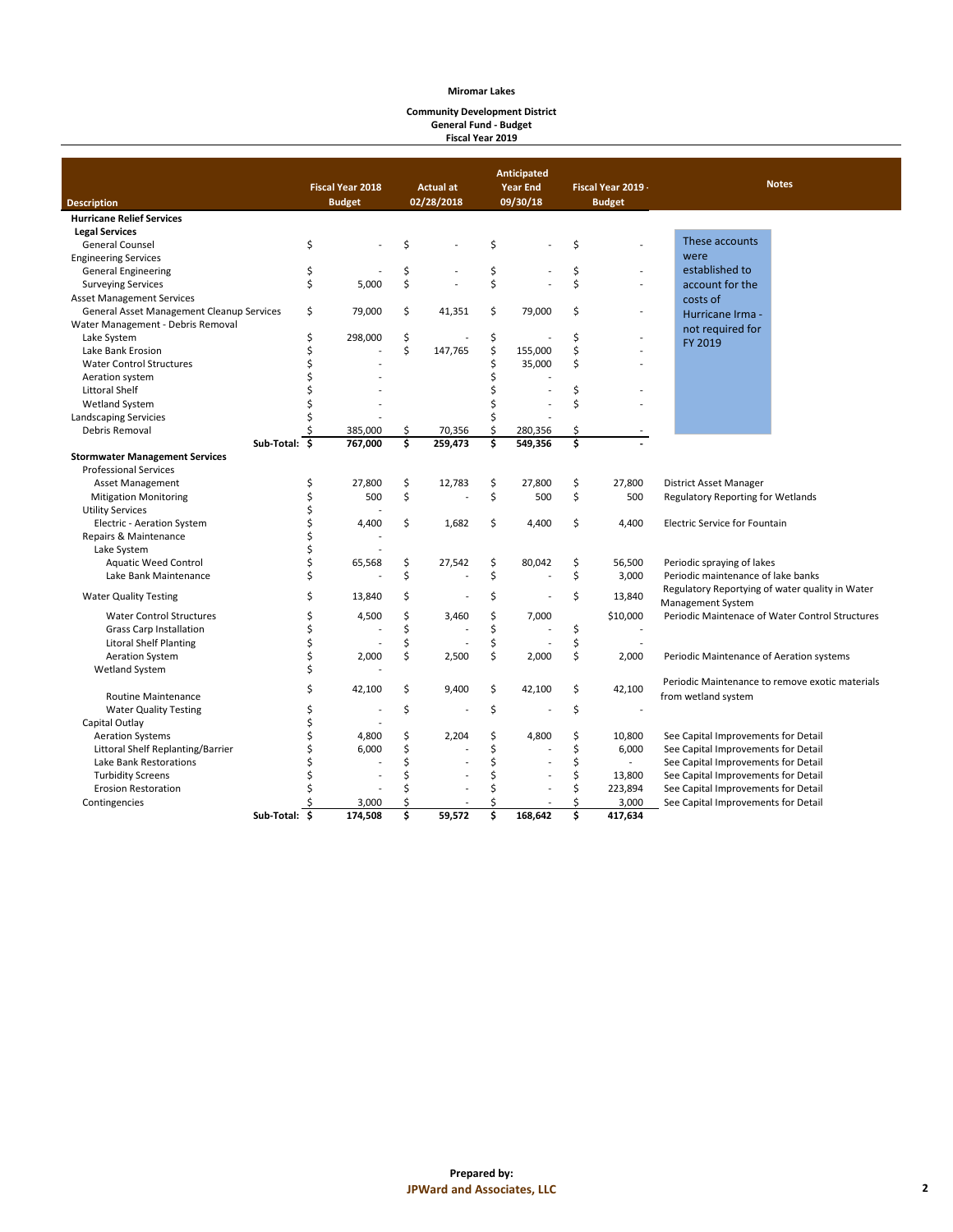**Miromar Lakes**

**Community Development District**
**General Fund - Budget**
**Fiscal Year 2019**

| Description | Fiscal Year 2018 Budget | Actual at 02/28/2018 | Anticipated Year End 09/30/18 | Fiscal Year 2019 Budget | Notes |
|---|---|---|---|---|---|
| **Hurricane Relief Services** | | | | | |
| **Legal Services** | | | | | |
| General Counsel | $ - | $ - | $ - | $ - | These accounts were established to account for the costs of Hurricane Irma - not required for FY 2019 |
| Engineering Services | | | | | |
| General Engineering | $ - | $ - | $ - | $ - | |
| Surveying Services | $ 5,000 | $ - | $ - | $ - | |
| Asset Management Services | | | | | |
| General Asset Management Cleanup Services | $ 79,000 | $ 41,351 | $ 79,000 | $ - | |
| Water Management - Debris Removal | | | | | |
| Lake System | $ 298,000 | $ - | $ - | $ - | |
| Lake Bank Erosion | $ - | $ 147,765 | $ 155,000 | $ - | |
| Water Control Structures | $ - | | $ 35,000 | $ - | |
| Aeration system | $ - | | $ - | | |
| Littoral Shelf | $ - | | $ - | $ - | |
| Wetland System | $ - | | $ - | $ - | |
| Landscaping Servicies | $ - | | $ - | | |
| Debris Removal | $ 385,000 | $ 70,356 | $ 280,356 | $ - | |
| **Sub-Total:** | **$ 767,000** | **$ 259,473** | **$ 549,356** | **$ -** | |
| **Stormwater Management Services** | | | | | |
| Professional Services | | | | | |
| Asset Management | $ 27,800 | $ 12,783 | $ 27,800 | $ 27,800 | District Asset Manager |
| Mitigation Monitoring | $ 500 | $ - | $ 500 | $ 500 | Regulatory Reporting for Wetlands |
| Utility Services | $ - | | | | |
| Electric - Aeration System | $ 4,400 | $ 1,682 | $ 4,400 | $ 4,400 | Electric Service for Fountain |
| Repairs & Maintenance | $ - | | | | |
| Lake System | $ - | | | | |
| Aquatic Weed Control | $ 65,568 | $ 27,542 | $ 80,042 | $ 56,500 | Periodic spraying of lakes |
| Lake Bank Maintenance | $ - | $ - | $ - | $ 3,000 | Periodic maintenance of lake banks |
| Water Quality Testing | $ 13,840 | $ - | $ - | $ 13,840 | Regulatory Reportying of water quality in Water Management System |
| Water Control Structures | $ 4,500 | $ 3,460 | $ 7,000 | $10,000 | Periodic Maintenace of Water Control Structures |
| Grass Carp Installation | $ - | $ - | $ - | $ - | |
| Litoral Shelf Planting | $ - | $ - | $ - | $ - | |
| Aeration System | $ 2,000 | $ 2,500 | $ 2,000 | $ 2,000 | Periodic Maintenance of Aeration systems |
| Wetland System | $ - | | | | |
| Routine Maintenance | $ 42,100 | $ 9,400 | $ 42,100 | $ 42,100 | Periodic Maintenance to remove exotic materials from wetland system |
| Water Quality Testing | $ - | $ - | $ - | $ - | |
| Capital Outlay | $ - | | | | |
| Aeration Systems | $ 4,800 | $ 2,204 | $ 4,800 | $ 10,800 | See Capital Improvements for Detail |
| Littoral Shelf Replanting/Barrier | $ 6,000 | $ - | $ - | $ 6,000 | See Capital Improvements for Detail |
| Lake Bank Restorations | $ - | $ - | $ - | $ - | See Capital Improvements for Detail |
| Turbidity Screens | $ - | $ - | $ - | $ 13,800 | See Capital Improvements for Detail |
| Erosion Restoration | $ - | $ - | $ - | $ 223,894 | See Capital Improvements for Detail |
| Contingencies | $ 3,000 | $ - | $ - | $ 3,000 | See Capital Improvements for Detail |
| **Sub-Total:** | **$ 174,508** | **$ 59,572** | **$ 168,642** | **$ 417,634** | |

**Prepared by:**
**JPWard and Associates, LLC**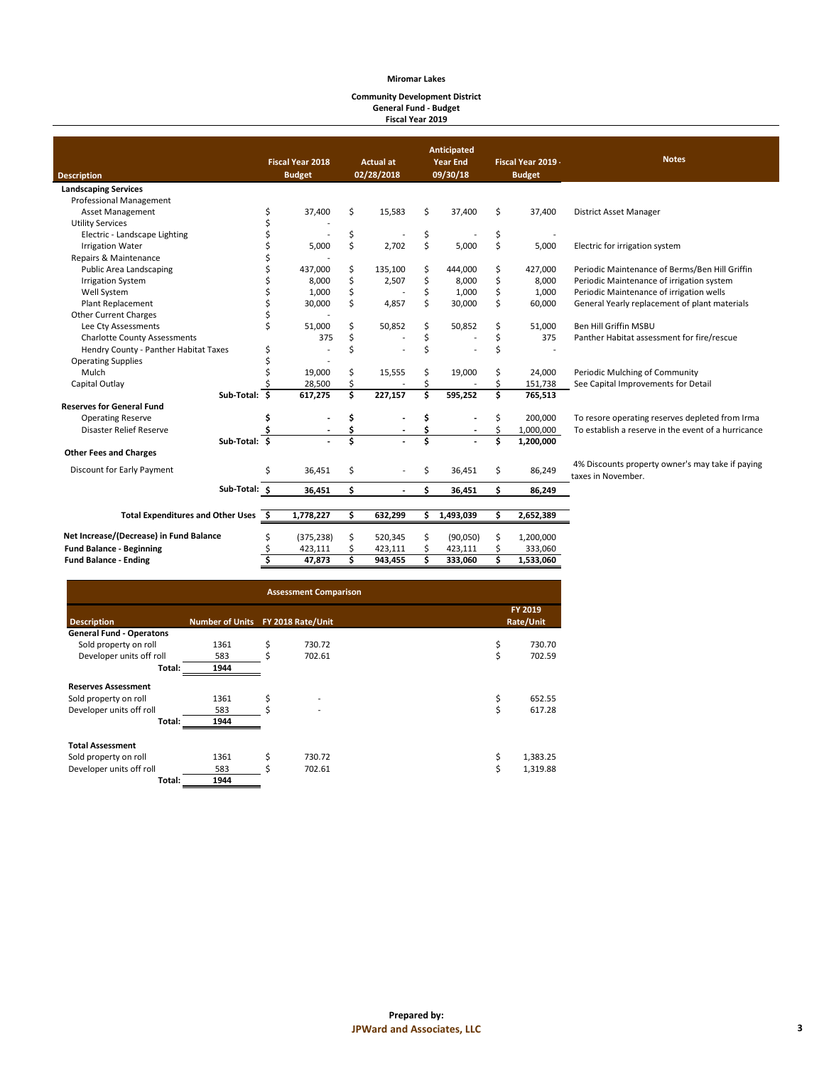**Miromar Lakes**

**Community Development District**
**General Fund - Budget**
**Fiscal Year 2019**

| Description | Fiscal Year 2018 Budget | Actual at 02/28/2018 | Anticipated Year End 09/30/18 | Fiscal Year 2019 - Budget | Notes |
|---|---|---|---|---|---|
| **Landscaping Services** | | | | | |
| Professional Management | | | | | |
| Asset Management | $ 37,400 | $ 15,583 | $ 37,400 | $ 37,400 | District Asset Manager |
| Utility Services | $ - | | | | |
| Electric - Landscape Lighting | $ - | $ - | $ - | $ - | |
| Irrigation Water | $ 5,000 | $ 2,702 | $ 5,000 | $ 5,000 | Electric for irrigation system |
| Repairs & Maintenance | $ - | | | | |
| Public Area Landscaping | $ 437,000 | $ 135,100 | $ 444,000 | $ 427,000 | Periodic Maintenance of Berms/Ben Hill Griffin |
| Irrigation System | $ 8,000 | $ 2,507 | $ 8,000 | $ 8,000 | Periodic Maintenance of irrigation system |
| Well System | $ 1,000 | $ - | $ 1,000 | $ 1,000 | Periodic Maintenance of irrigation wells |
| Plant Replacement | $ 30,000 | $ 4,857 | $ 30,000 | $ 60,000 | General Yearly replacement of plant materials |
| Other Current Charges | $ - | | | | |
| Lee Cty Assessments | $ 51,000 | $ 50,852 | $ 50,852 | $ 51,000 | Ben Hill Griffin MSBU |
| Charlotte County Assessments | 375 | $ - | $ - | $ 375 | Panther Habitat assessment for fire/rescue |
| Hendry County - Panther Habitat Taxes | $ - | $ - | $ - | $ - | |
| Operating Supplies | $ - | | | | |
| Mulch | $ 19,000 | $ 15,555 | $ 19,000 | $ 24,000 | Periodic Mulching of Community |
| Capital Outlay | $ 28,500 | $ - | $ - | $ 151,738 | See Capital Improvements for Detail |
| **Sub-Total:** | **$ 617,275** | **$ 227,157** | **$ 595,252** | **$ 765,513** | |
| **Reserves for General Fund** | | | | | |
| Operating Reserve | **$ -** | **$ -** | **$ -** | $ 200,000 | To resore operating reserves depleted from Irma |
| Disaster Relief Reserve | **$ -** | **$ -** | **$ -** | $ 1,000,000 | To establish a reserve in the event of a hurricane |
| **Sub-Total:** | **$ -** | **$ -** | **$ -** | **$ 1,200,000** | |
| **Other Fees and Charges** | | | | | |
| Discount for Early Payment | $ 36,451 | $ - | $ 36,451 | $ 86,249 | 4% Discounts property owner's may take if paying taxes in November. |
| **Sub-Total:** | **$ 36,451** | **$ -** | **$ 36,451** | **$ 86,249** | |
| **Total Expenditures and Other Uses** | **$ 1,778,227** | **$ 632,299** | **$ 1,493,039** | **$ 2,652,389** | |
| **Net Increase/(Decrease) in Fund Balance** | $ (375,238) | $ 520,345 | $ (90,050) | $ 1,200,000 | |
| **Fund Balance - Beginning** | $ 423,111 | $ 423,111 | $ 423,111 | $ 333,060 | |
| **Fund Balance - Ending** | **$ 47,873** | **$ 943,455** | **$ 333,060** | **$ 1,533,060** | |

**Assessment Comparison**

| Description | Number of Units | FY 2018 Rate/Unit | FY 2019 Rate/Unit |
|---|---|---|---|
| **General Fund - Operatons** | | | |
| Sold property on roll | 1361 | $ 730.72 | $ 730.70 |
| Developer units off roll | 583 | $ 702.61 | $ 702.59 |
| **Total:** | **1944** | | |
| **Reserves Assessment** | | | |
| Sold property on roll | 1361 | $ - | $ 652.55 |
| Developer units off roll | 583 | $ - | $ 617.28 |
| **Total:** | **1944** | | |
| **Total Assessment** | | | |
| Sold property on roll | 1361 | $ 730.72 | $ 1,383.25 |
| Developer units off roll | 583 | $ 702.61 | $ 1,319.88 |
| **Total:** | **1944** | | |

**Prepared by:**
**JPWard and Associates, LLC**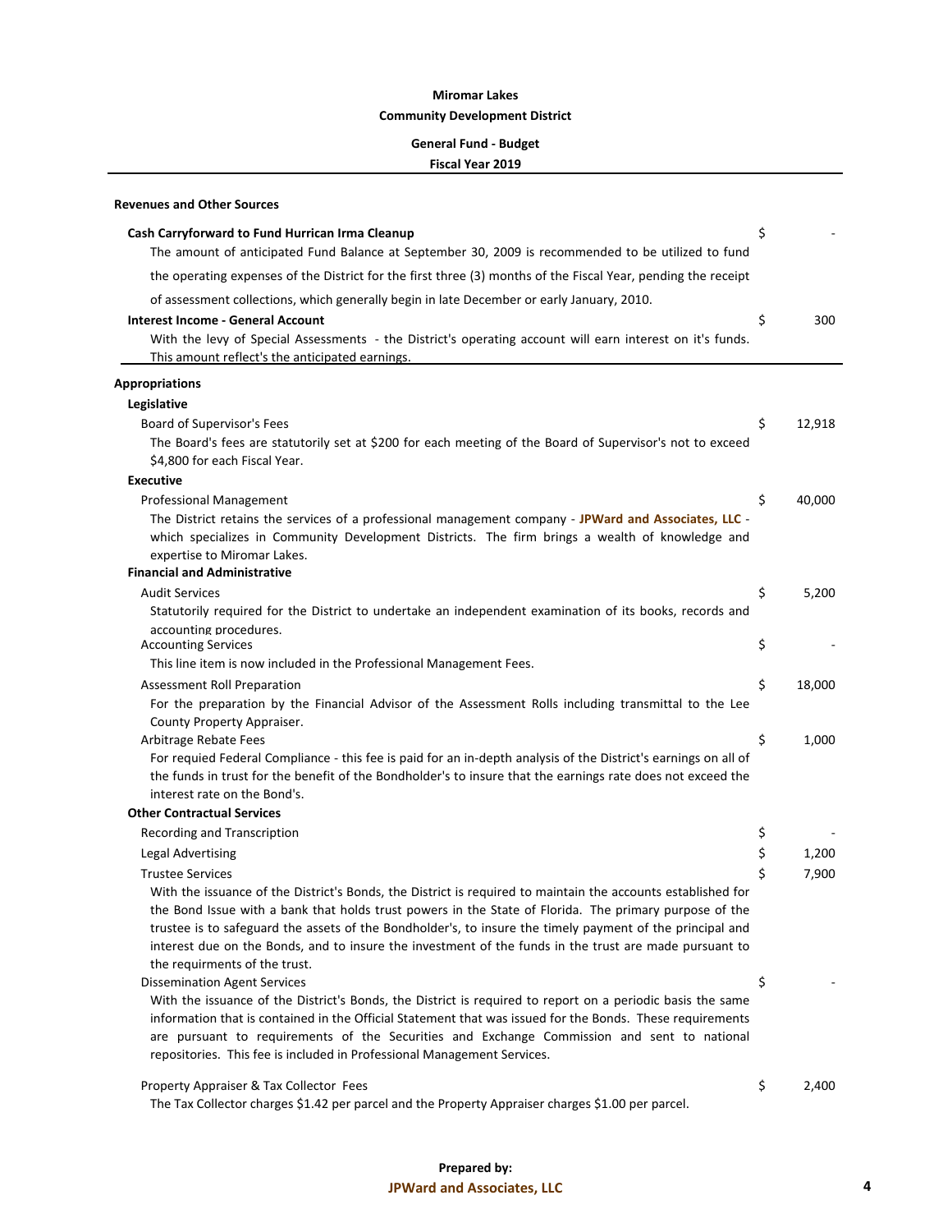**Miromar Lakes**

**Community Development District**

**General Fund - Budget**

**Fiscal Year 2019**

---

**Revenues and Other Sources**

| | |
|---|---|
| **Cash Carryforward to Fund Hurricane Irma Cleanup** | $ - |
| The amount of anticipated Fund Balance at September 30, 2009 is recommended to be utilized to fund the operating expenses of the District for the first three (3) months of the Fiscal Year, pending the receipt of assessment collections, which generally begin in late December or early January, 2010. | |
| **Interest Income - General Account** | $ 300 |
| With the levy of Special Assessments - the District's operating account will earn interest on it's funds. This amount reflect's the anticipated earnings. | |

---

**Appropriations**

| | |
|---|---|
| **Legislative** | |
| Board of Supervisor's Fees | $ 12,918 |
| The Board's fees are statutorily set at $200 for each meeting of the Board of Supervisor's not to exceed $4,800 for each Fiscal Year. | |
| **Executive** | |
| Professional Management | $ 40,000 |
| The District retains the services of a professional management company - **JPWard and Associates, LLC** - which specializes in Community Development Districts. The firm brings a wealth of knowledge and expertise to Miromar Lakes. | |
| **Financial and Administrative** | |
| Audit Services | $ 5,200 |
| Statutorily required for the District to undertake an independent examination of its books, records and accounting procedures. | |
| Accounting Services | $ - |
| This line item is now included in the Professional Management Fees. | |
| Assessment Roll Preparation | $ 18,000 |
| For the preparation by the Financial Advisor of the Assessment Rolls including transmittal to the Lee County Property Appraiser. | |
| Arbitrage Rebate Fees | $ 1,000 |
| For requied Federal Compliance - this fee is paid for an in-depth analysis of the District's earnings on all of the funds in trust for the benefit of the Bondholder's to insure that the earnings rate does not exceed the interest rate on the Bond's. | |
| **Other Contractual Services** | |
| Recording and Transcription | $ - |
| Legal Advertising | $ 1,200 |
| Trustee Services | $ 7,900 |
| With the issuance of the District's Bonds, the District is required to maintain the accounts established for the Bond Issue with a bank that holds trust powers in the State of Florida. The primary purpose of the trustee is to safeguard the assets of the Bondholder's, to insure the timely payment of the principal and interest due on the Bonds, and to insure the investment of the funds in the trust are made pursuant to the requirments of the trust. | |
| Dissemination Agent Services | $ - |
| With the issuance of the District's Bonds, the District is required to report on a periodic basis the same information that is contained in the Official Statement that was issued for the Bonds. These requirements are pursuant to requirements of the Securities and Exchange Commission and sent to national repositories. This fee is included in Professional Management Services. | |
| Property Appraiser & Tax Collector Fees | $ 2,400 |
| The Tax Collector charges $1.42 per parcel and the Property Appraiser charges $1.00 per parcel. | |

**Prepared by:**

**JPWard and Associates, LLC**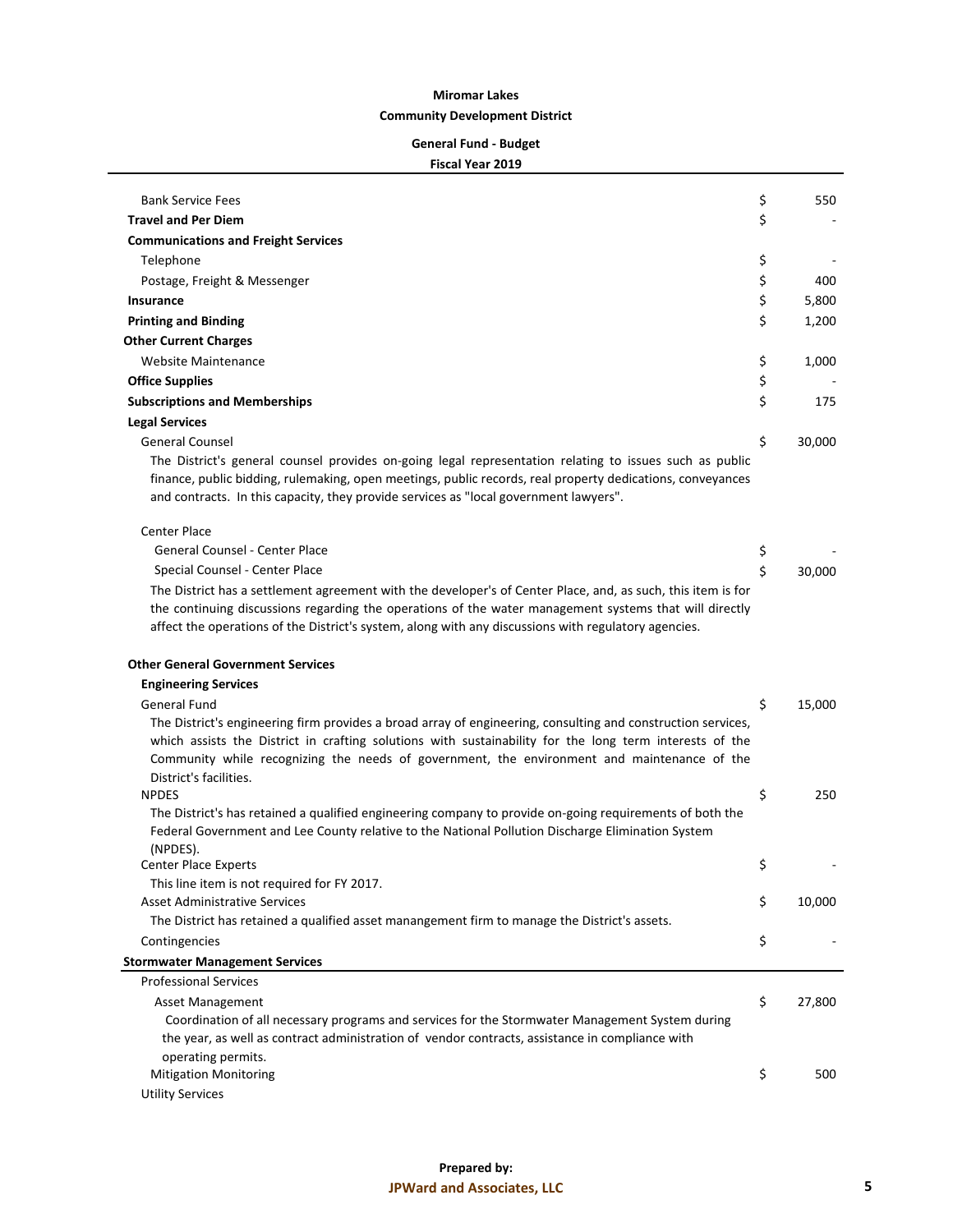**Miromar Lakes**

**Community Development District**

**General Fund - Budget**

**Fiscal Year 2019**

| | | |
|---|---|---|
| Bank Service Fees | $ | 550 |
| **Travel and Per Diem** | $ | - |
| **Communications and Freight Services** | | |
| Telephone | $ | - |
| Postage, Freight & Messenger | $ | 400 |
| **Insurance** | $ | 5,800 |
| **Printing and Binding** | $ | 1,200 |
| **Other Current Charges** | | |
| Website Maintenance | $ | 1,000 |
| **Office Supplies** | $ | - |
| **Subscriptions and Memberships** | $ | 175 |
| **Legal Services** | | |
| General Counsel | $ | 30,000 |
| The District's general counsel provides on-going legal representation relating to issues such as public finance, public bidding, rulemaking, open meetings, public records, real property dedications, conveyances and contracts. In this capacity, they provide services as "local government lawyers". | | |
| Center Place | | |
| General Counsel - Center Place | $ | - |
| Special Counsel - Center Place | $ | 30,000 |
| The District has a settlement agreement with the developer's of Center Place, and, as such, this item is for the continuing discussions regarding the operations of the water management systems that will directly affect the operations of the District's system, along with any discussions with regulatory agencies. | | |
| **Other General Government Services** | | |
| **Engineering Services** | | |
| General Fund | $ | 15,000 |
| The District's engineering firm provides a broad array of engineering, consulting and construction services, which assists the District in crafting solutions with sustainability for the long term interests of the Community while recognizing the needs of government, the environment and maintenance of the District's facilities. | | |
| NPDES | $ | 250 |
| The District's has retained a qualified engineering company to provide on-going requirements of both the Federal Government and Lee County relative to the National Pollution Discharge Elimination System (NPDES). | | |
| Center Place Experts | $ | - |
| This line item is not required for FY 2017. | | |
| Asset Administrative Services | $ | 10,000 |
| The District has retained a qualified asset manangement firm to manage the District's assets. | | |
| Contingencies | $ | - |
| **Stormwater Management Services** | | |
| Professional Services | | |
| Asset Management | $ | 27,800 |
| Coordination of all necessary programs and services for the Stormwater Management System during the year, as well as contract administration of vendor contracts, assistance in compliance with operating permits. | | |
| Mitigation Monitoring | $ | 500 |
| Utility Services | | |

**Prepared by:**
**JPWard and Associates, LLC**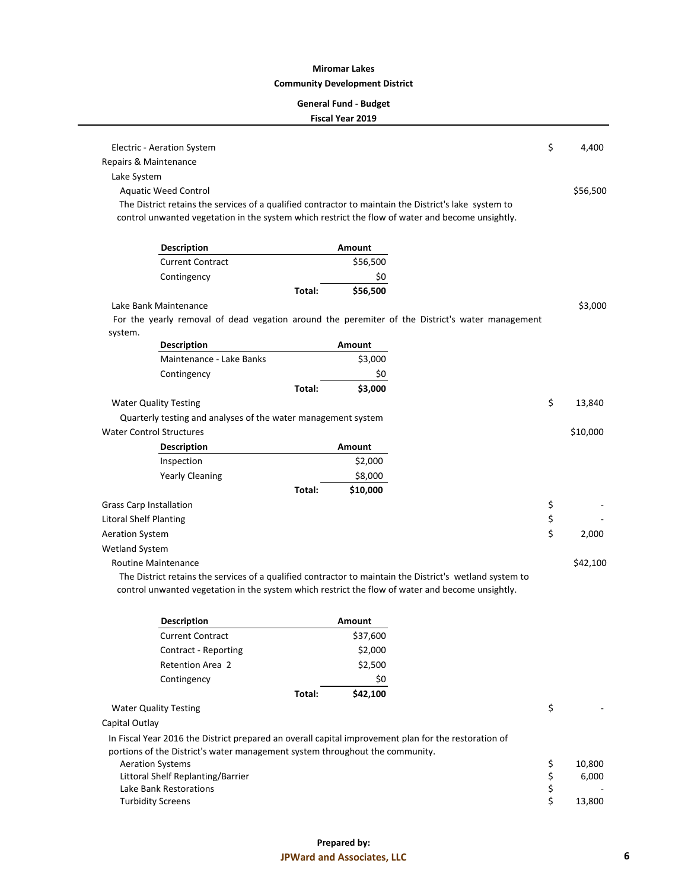**Miromar Lakes**
**Community Development District**

**General Fund - Budget**
**Fiscal Year 2019**

Electric - Aeration System $ 4,400

Repairs & Maintenance

Lake System

Aquatic Weed Control $56,500

The District retains the services of a qualified contractor to maintain the District's lake system to control unwanted vegetation in the system which restrict the flow of water and become unsightly.

| Description | | Amount |
|---|---|---|
| Current Contract | | $56,500 |
| Contingency | | $0 |
| | **Total:** | **$56,500** |

Lake Bank Maintenance $3,000

For the yearly removal of dead vegation around the peremiter of the District's water management system.

| Description | | Amount |
|---|---|---|
| Maintenance - Lake Banks | | $3,000 |
| Contingency | | $0 |
| | **Total:** | **$3,000** |

Water Quality Testing $ 13,840

Quarterly testing and analyses of the water management system

Water Control Structures $10,000

| Description | | Amount |
|---|---|---|
| Inspection | | $2,000 |
| Yearly Cleaning | | $8,000 |
| | **Total:** | **$10,000** |

Grass Carp Installation $ -

Litoral Shelf Planting $ -

Aeration System $ 2,000

Wetland System

Routine Maintenance $42,100

The District retains the services of a qualified contractor to maintain the District's wetland system to control unwanted vegetation in the system which restrict the flow of water and become unsightly.

| Description | | Amount |
|---|---|---|
| Current Contract | | $37,600 |
| Contract - Reporting | | $2,000 |
| Retention Area 2 | | $2,500 |
| Contingency | | $0 |
| | **Total:** | **$42,100** |

Water Quality Testing $ -

Capital Outlay

In Fiscal Year 2016 the District prepared an overall capital improvement plan for the restoration of portions of the District's water management system throughout the community.

| | |
|---|---|
| Aeration Systems | $ 10,800 |
| Littoral Shelf Replanting/Barrier | $ 6,000 |
| Lake Bank Restorations | $ - |
| Turbidity Screens | $ 13,800 |

**Prepared by:**
**JPWard and Associates, LLC**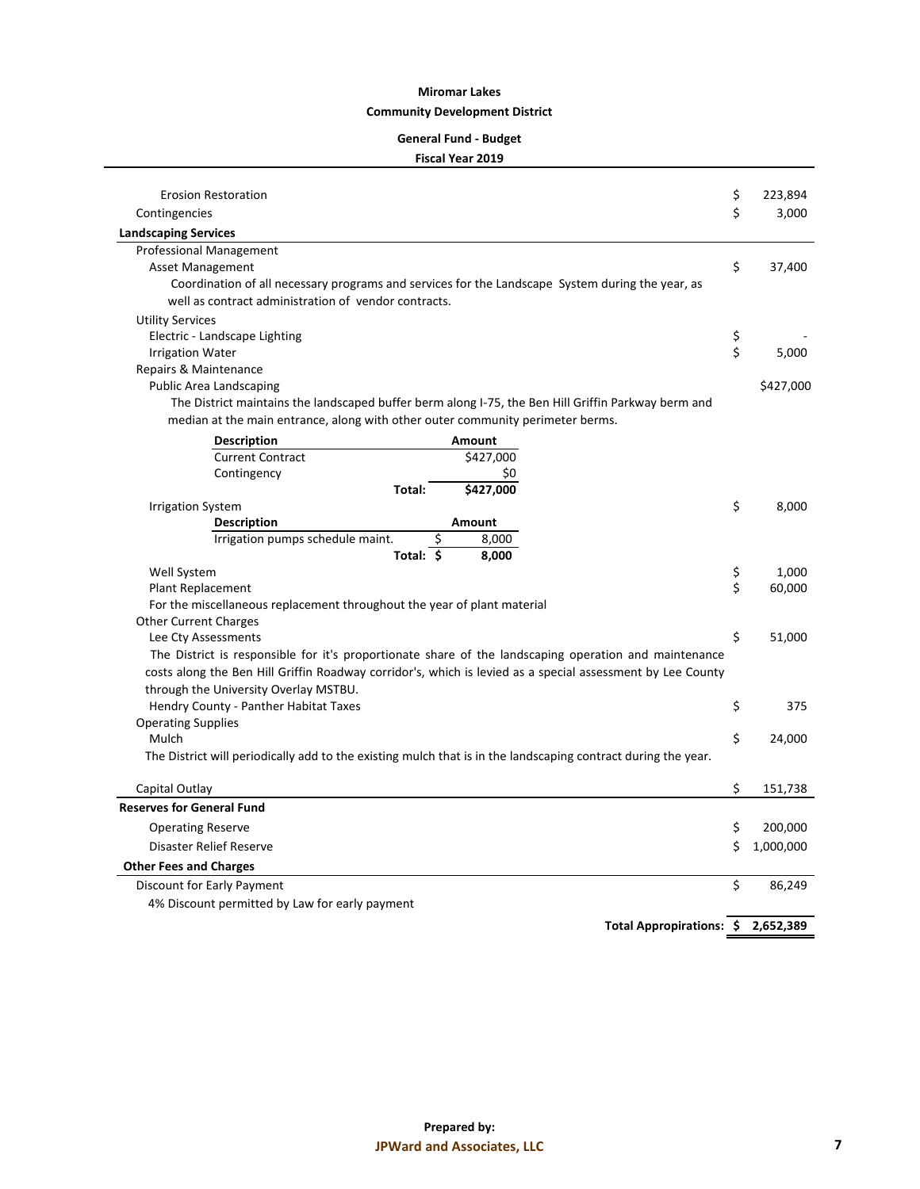**Miromar Lakes**

**Community Development District**

**General Fund - Budget**

**Fiscal Year 2019**

| | |
|---|---|
| Erosion Restoration | $ 223,894 |
| Contingencies | $ 3,000 |

**Landscaping Services**

Professional Management

| | |
|---|---|
| Asset Management | $ 37,400 |

Coordination of all necessary programs and services for the Landscape System during the year, as well as contract administration of vendor contracts.

Utility Services

| | |
|---|---|
| Electric - Landscape Lighting | $ - |
| Irrigation Water | $ 5,000 |

Repairs & Maintenance

| | |
|---|---|
| Public Area Landscaping | $427,000 |

The District maintains the landscaped buffer berm along I-75, the Ben Hill Griffin Parkway berm and median at the main entrance, along with other outer community perimeter berms.

| Description | Amount |
|---|---|
| Current Contract | $427,000 |
| Contingency | $0 |
| **Total:** | **$427,000** |

| | |
|---|---|
| Irrigation System | $ 8,000 |

| Description | Amount |
|---|---|
| Irrigation pumps schedule maint. | $ 8,000 |
| **Total:** | **$ 8,000** |

| | |
|---|---|
| Well System | $ 1,000 |
| Plant Replacement | $ 60,000 |

For the miscellaneous replacement throughout the year of plant material

Other Current Charges

| | |
|---|---|
| Lee Cty Assessments | $ 51,000 |

The District is responsible for it's proportionate share of the landscaping operation and maintenance costs along the Ben Hill Griffin Roadway corridor's, which is levied as a special assessment by Lee County through the University Overlay MSTBU.

| | |
|---|---|
| Hendry County - Panther Habitat Taxes | $ 375 |

Operating Supplies

| | |
|---|---|
| Mulch | $ 24,000 |

The District will periodically add to the existing mulch that is in the landscaping contract during the year.

| | |
|---|---|
| Capital Outlay | $ 151,738 |

**Reserves for General Fund**

| | |
|---|---|
| Operating Reserve | $ 200,000 |
| Disaster Relief Reserve | $ 1,000,000 |

**Other Fees and Charges**

| | |
|---|---|
| Discount for Early Payment | $ 86,249 |

4% Discount permitted by Law for early payment

**Total Appropriations: $ 2,652,389**

**Prepared by:**
**JPWard and Associates, LLC**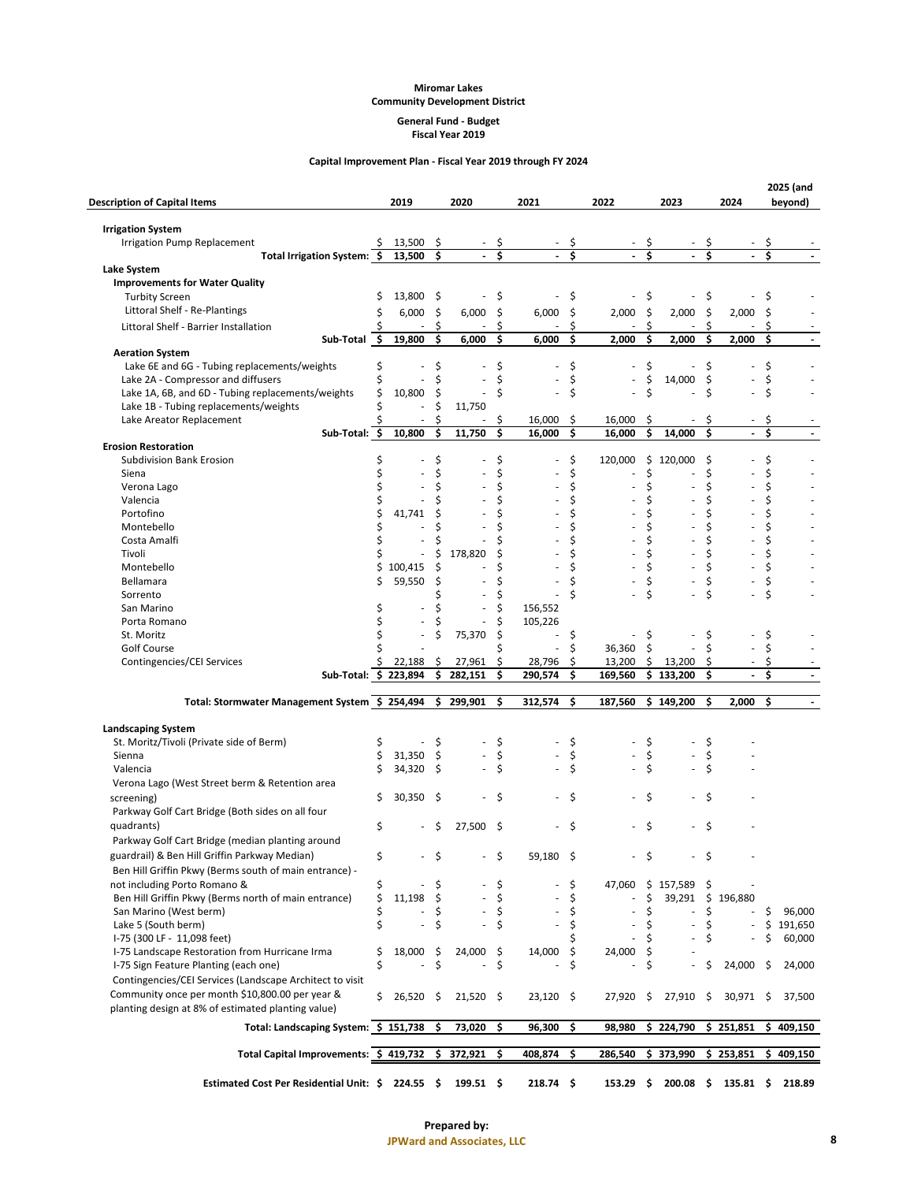**Miromar Lakes**
**Community Development District**

**General Fund - Budget**
**Fiscal Year 2019**

**Capital Improvement Plan - Fiscal Year 2019 through FY 2024**

| Description of Capital Items | 2019 | 2020 | 2021 | 2022 | 2023 | 2024 | 2025 (and beyond) |
|---|---|---|---|---|---|---|---|
| **Irrigation System** | | | | | | | |
| Irrigation Pump Replacement | $ 13,500 | $ - | $ - | $ - | $ - | $ - | $ - |
| **Total Irrigation System:** | **$ 13,500** | **$ -** | **$ -** | **$ -** | **$ -** | **$ -** | **$ -** |
| **Lake System** | | | | | | | |
| **Improvements for Water Quality** | | | | | | | |
| Turbity Screen | $ 13,800 | $ - | $ - | $ - | $ - | $ - | $ - |
| Littoral Shelf - Re-Plantings | $ 6,000 | $ 6,000 | $ 6,000 | $ 2,000 | $ 2,000 | $ 2,000 | $ - |
| Littoral Shelf - Barrier Installation | $ - | $ - | $ - | $ - | $ - | $ - | $ - |
| **Sub-Total** | **$ 19,800** | **$ 6,000** | **$ 6,000** | **$ 2,000** | **$ 2,000** | **$ 2,000** | **$ -** |
| **Aeration System** | | | | | | | |
| Lake 6E and 6G - Tubing replacements/weights | $ - | $ - | $ - | $ - | $ - | $ - | $ - |
| Lake 2A - Compressor and diffusers | $ - | $ - | $ - | $ - | $ 14,000 | $ - | $ - |
| Lake 1A, 6B, and 6D - Tubing replacements/weights | $ 10,800 | $ - | $ - | $ - | $ - | $ - | $ - |
| Lake 1B - Tubing replacements/weights | $ - | $ 11,750 | | | | | |
| Lake Areator Replacement | $ - | $ - | $ 16,000 | $ 16,000 | $ - | $ - | $ - |
| **Sub-Total:** | **$ 10,800** | **$ 11,750** | **$ 16,000** | **$ 16,000** | **$ 14,000** | **$ -** | **$ -** |
| **Erosion Restoration** | | | | | | | |
| Subdivision Bank Erosion | $ - | $ - | $ - | $ 120,000 | $ 120,000 | $ - | $ - |
| Siena | $ - | $ - | $ - | $ - | $ - | $ - | $ - |
| Verona Lago | $ - | $ - | $ - | $ - | $ - | $ - | $ - |
| Valencia | $ - | $ - | $ - | $ - | $ - | $ - | $ - |
| Portofino | $ 41,741 | $ - | $ - | $ - | $ - | $ - | $ - |
| Montebello | $ - | $ - | $ - | $ - | $ - | $ - | $ - |
| Costa Amalfi | $ - | $ - | $ - | $ - | $ - | $ - | $ - |
| Tivoli | $ - | $ 178,820 | $ - | $ - | $ - | $ - | $ - |
| Montebello | $ 100,415 | $ - | $ - | $ - | $ - | $ - | $ - |
| Bellamara | $ 59,550 | $ - | $ - | $ - | $ - | $ - | $ - |
| Sorrento | | $ - | $ - | $ - | $ - | $ - | $ - |
| San Marino | $ - | $ - | $ 156,552 | | | | |
| Porta Romano | $ - | $ - | $ 105,226 | | | | |
| St. Moritz | $ - | $ 75,370 | $ - | $ - | $ - | $ - | $ - |
| Golf Course | $ - | | $ - | $ 36,360 | $ - | $ - | $ - |
| Contingencies/CEI Services | $ 22,188 | $ 27,961 | $ 28,796 | $ 13,200 | $ 13,200 | $ - | $ - |
| **Sub-Total:** | **$ 223,894** | **$ 282,151** | **$ 290,574** | **$ 169,560** | **$ 133,200** | **$ -** | **$ -** |
| **Total: Stormwater Management System** | **$ 254,494** | **$ 299,901** | **$ 312,574** | **$ 187,560** | **$ 149,200** | **$ 2,000** | **$ -** |
| **Landscaping System** | | | | | | | |
| St. Moritz/Tivoli (Private side of Berm) | $ - | $ - | $ - | $ - | $ - | $ - | |
| Sienna | $ 31,350 | $ - | $ - | $ - | $ - | $ - | |
| Valencia | $ 34,320 | $ - | $ - | $ - | $ - | $ - | |
| Verona Lago (West Street berm & Retention area screening) | $ 30,350 | $ - | $ - | $ - | $ - | $ - | |
| Parkway Golf Cart Bridge (Both sides on all four quadrants) | $ - | $ 27,500 | $ - | $ - | $ - | $ - | |
| Parkway Golf Cart Bridge (median planting around guardrail) & Ben Hill Griffin Parkway Median) | $ - | $ - | $ 59,180 | $ - | $ - | $ - | |
| Ben Hill Griffin Pkwy (Berms south of main entrance) - not including Porto Romano & | $ - | $ - | $ - | $ 47,060 | $ 157,589 | $ - | |
| Ben Hill Griffin Pkwy (Berms north of main entrance) | $ 11,198 | $ - | $ - | $ - | $ 39,291 | $ 196,880 | |
| San Marino (West berm) | $ - | $ - | $ - | $ - | $ - | $ - | $ 96,000 |
| Lake 5 (South berm) | $ - | $ - | $ - | $ - | $ - | $ - | $ 191,650 |
| I-75 (300 LF - 11,098 feet) | | | | $ - | $ - | $ - | $ 60,000 |
| I-75 Landscape Restoration from Hurricane Irma | $ 18,000 | $ 24,000 | $ 14,000 | $ 24,000 | $ - | | |
| I-75 Sign Feature Planting (each one) | $ - | $ - | $ - | $ - | $ - | $ 24,000 | $ 24,000 |
| Contingencies/CEI Services (Landscape Architect to visit Community once per month $10,800.00 per year & planting design at 8% of estimated planting value) | $ 26,520 | $ 21,520 | $ 23,120 | $ 27,920 | $ 27,910 | $ 30,971 | $ 37,500 |
| **Total: Landscaping System:** | **$ 151,738** | **$ 73,020** | **$ 96,300** | **$ 98,980** | **$ 224,790** | **$ 251,851** | **$ 409,150** |
| **Total Capital Improvements:** | **$ 419,732** | **$ 372,921** | **$ 408,874** | **$ 286,540** | **$ 373,990** | **$ 253,851** | **$ 409,150** |
| **Estimated Cost Per Residential Unit:** | **$ 224.55** | **$ 199.51** | **$ 218.74** | **$ 153.29** | **$ 200.08** | **$ 135.81** | **$ 218.89** |

**Prepared by:**
**JPWard and Associates, LLC**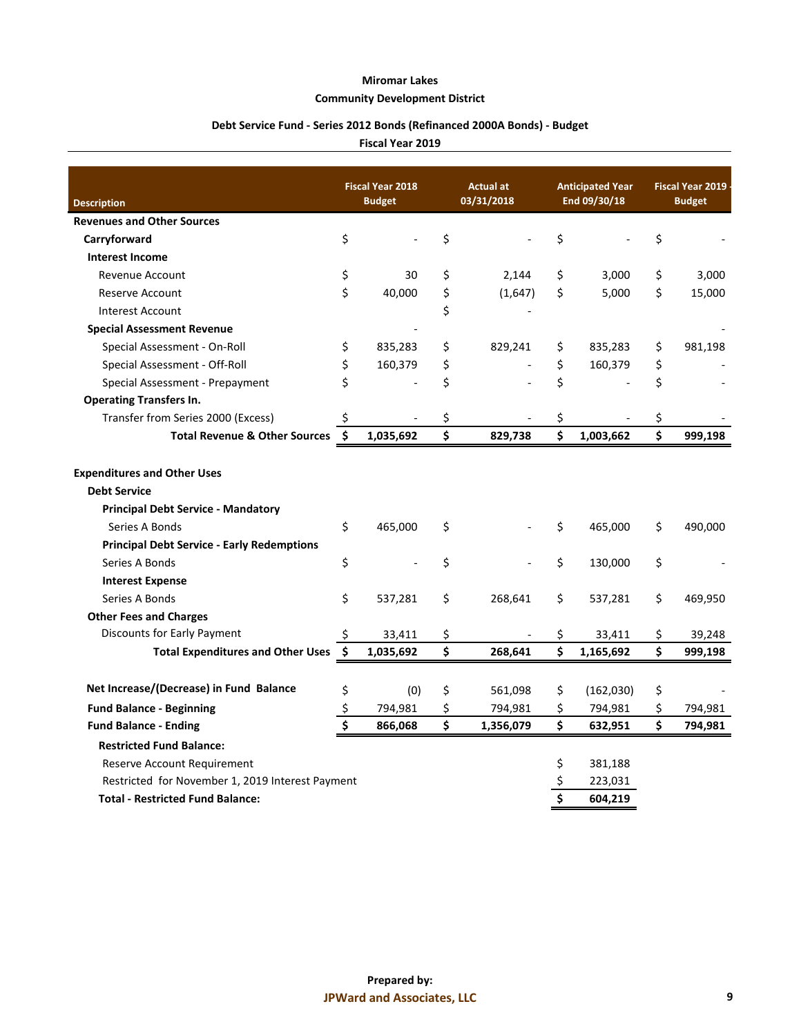**Miromar Lakes**

**Community Development District**

**Debt Service Fund - Series 2012 Bonds (Refinanced 2000A Bonds) - Budget**

**Fiscal Year 2019**

| Description | Fiscal Year 2018 Budget | Actual at 03/31/2018 | Anticipated Year End 09/30/18 | Fiscal Year 2019 Budget |
|---|---|---|---|---|
| **Revenues and Other Sources** | | | | |
| **Carryforward** | $ - | $ - | $ - | $ - |
| **Interest Income** | | | | |
| Revenue Account | $ 30 | $ 2,144 | $ 3,000 | $ 3,000 |
| Reserve Account | $ 40,000 | $ (1,647) | $ 5,000 | $ 15,000 |
| Interest Account | | $ - | | |
| **Special Assessment Revenue** | - | | | - |
| Special Assessment - On-Roll | $ 835,283 | $ 829,241 | $ 835,283 | $ 981,198 |
| Special Assessment - Off-Roll | $ 160,379 | $ - | $ 160,379 | $ - |
| Special Assessment - Prepayment | $ - | $ - | $ - | $ - |
| **Operating Transfers In.** | | | | |
| Transfer from Series 2000 (Excess) | $ - | $ - | $ - | $ - |
| **Total Revenue & Other Sources** | **$ 1,035,692** | **$ 829,738** | **$ 1,003,662** | **$ 999,198** |
| | | | | |
| **Expenditures and Other Uses** | | | | |
| **Debt Service** | | | | |
| **Principal Debt Service - Mandatory** | | | | |
| Series A Bonds | $ 465,000 | $ - | $ 465,000 | $ 490,000 |
| **Principal Debt Service - Early Redemptions** | | | | |
| Series A Bonds | $ - | $ - | $ 130,000 | $ - |
| **Interest Expense** | | | | |
| Series A Bonds | $ 537,281 | $ 268,641 | $ 537,281 | $ 469,950 |
| **Other Fees and Charges** | | | | |
| Discounts for Early Payment | $ 33,411 | $ - | $ 33,411 | $ 39,248 |
| **Total Expenditures and Other Uses** | **$ 1,035,692** | **$ 268,641** | **$ 1,165,692** | **$ 999,198** |
| | | | | |
| **Net Increase/(Decrease) in Fund Balance** | $ (0) | $ 561,098 | $ (162,030) | $ - |
| **Fund Balance - Beginning** | $ 794,981 | $ 794,981 | $ 794,981 | $ 794,981 |
| **Fund Balance - Ending** | **$ 866,068** | **$ 1,356,079** | **$ 632,951** | **$ 794,981** |
| **Restricted Fund Balance:** | | | | |
| Reserve Account Requirement | | | $ 381,188 | |
| Restricted for November 1, 2019 Interest Payment | | | $ 223,031 | |
| **Total - Restricted Fund Balance:** | | | **$ 604,219** | |

Prepared by:
JPWard and Associates, LLC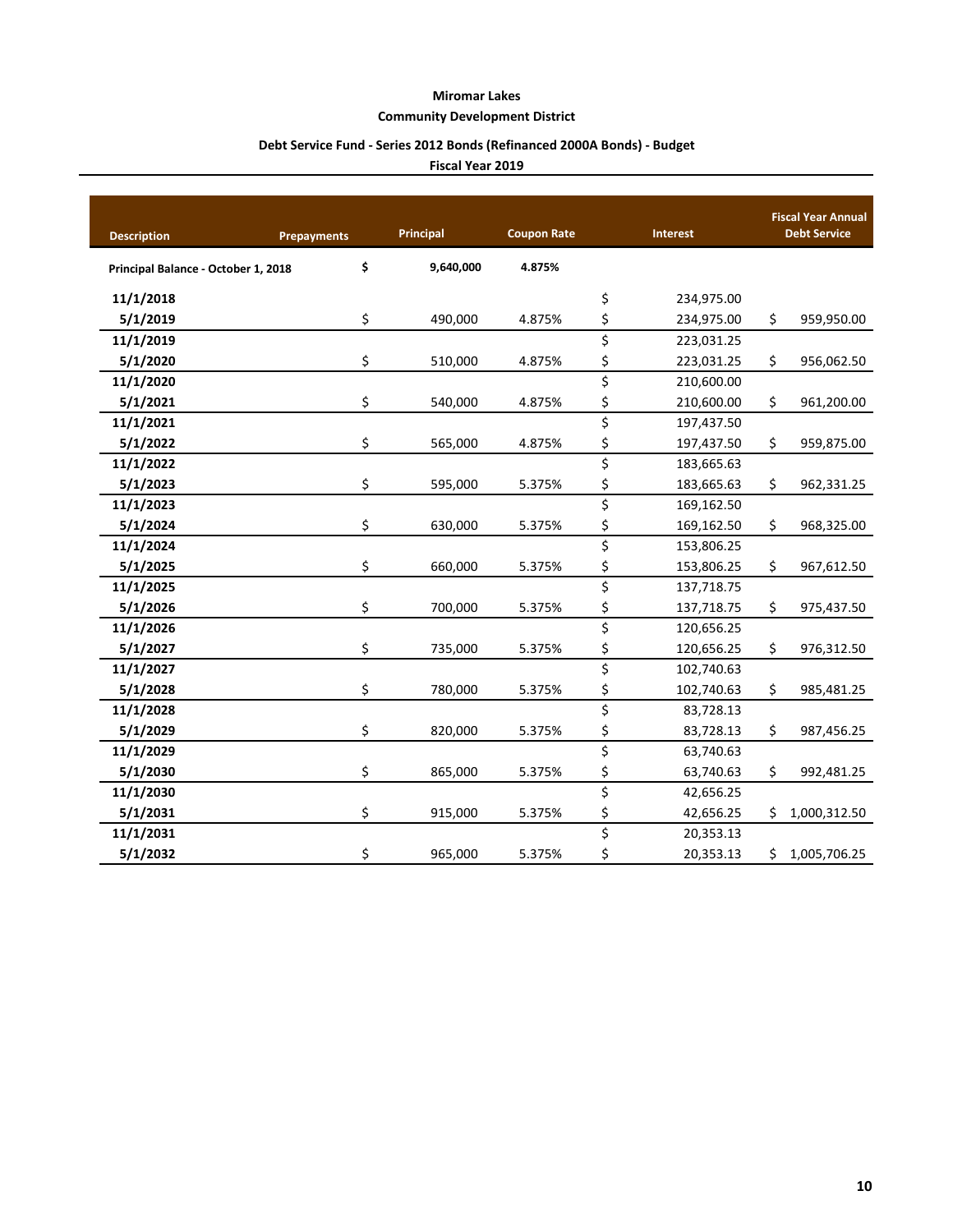**Miromar Lakes**

**Community Development District**

**Debt Service Fund - Series 2012 Bonds (Refinanced 2000A Bonds) - Budget**

**Fiscal Year 2019**

| Description | Prepayments | Principal | Coupon Rate | Interest | Fiscal Year Annual Debt Service |
|---|---|---|---|---|---|
| **Principal Balance - October 1, 2018** | | **$ 9,640,000** | **4.875%** | | |
| **11/1/2018** | | | | $ 234,975.00 | |
| **5/1/2019** | | $ 490,000 | 4.875% | $ 234,975.00 | $ 959,950.00 |
| **11/1/2019** | | | | $ 223,031.25 | |
| **5/1/2020** | | $ 510,000 | 4.875% | $ 223,031.25 | $ 956,062.50 |
| **11/1/2020** | | | | $ 210,600.00 | |
| **5/1/2021** | | $ 540,000 | 4.875% | $ 210,600.00 | $ 961,200.00 |
| **11/1/2021** | | | | $ 197,437.50 | |
| **5/1/2022** | | $ 565,000 | 4.875% | $ 197,437.50 | $ 959,875.00 |
| **11/1/2022** | | | | $ 183,665.63 | |
| **5/1/2023** | | $ 595,000 | 5.375% | $ 183,665.63 | $ 962,331.25 |
| **11/1/2023** | | | | $ 169,162.50 | |
| **5/1/2024** | | $ 630,000 | 5.375% | $ 169,162.50 | $ 968,325.00 |
| **11/1/2024** | | | | $ 153,806.25 | |
| **5/1/2025** | | $ 660,000 | 5.375% | $ 153,806.25 | $ 967,612.50 |
| **11/1/2025** | | | | $ 137,718.75 | |
| **5/1/2026** | | $ 700,000 | 5.375% | $ 137,718.75 | $ 975,437.50 |
| **11/1/2026** | | | | $ 120,656.25 | |
| **5/1/2027** | | $ 735,000 | 5.375% | $ 120,656.25 | $ 976,312.50 |
| **11/1/2027** | | | | $ 102,740.63 | |
| **5/1/2028** | | $ 780,000 | 5.375% | $ 102,740.63 | $ 985,481.25 |
| **11/1/2028** | | | | $ 83,728.13 | |
| **5/1/2029** | | $ 820,000 | 5.375% | $ 83,728.13 | $ 987,456.25 |
| **11/1/2029** | | | | $ 63,740.63 | |
| **5/1/2030** | | $ 865,000 | 5.375% | $ 63,740.63 | $ 992,481.25 |
| **11/1/2030** | | | | $ 42,656.25 | |
| **5/1/2031** | | $ 915,000 | 5.375% | $ 42,656.25 | $ 1,000,312.50 |
| **11/1/2031** | | | | $ 20,353.13 | |
| **5/1/2032** | | $ 965,000 | 5.375% | $ 20,353.13 | $ 1,005,706.25 |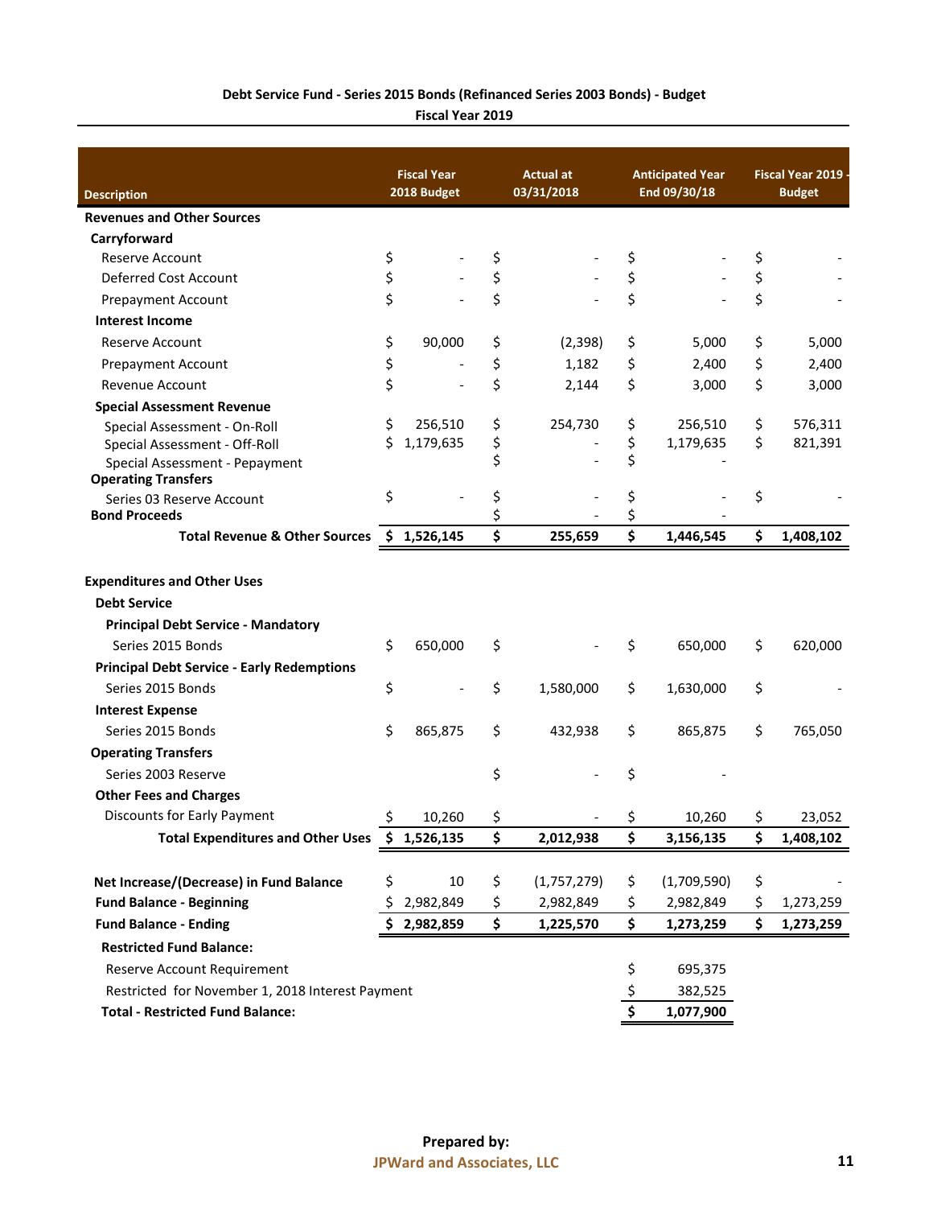**Debt Service Fund - Series 2015 Bonds (Refinanced Series 2003 Bonds) - Budget**

**Fiscal Year 2019**

| Description | Fiscal Year 2018 Budget | Actual at 03/31/2018 | Anticipated Year End 09/30/18 | Fiscal Year 2019 - Budget |
|---|---|---|---|---|
| **Revenues and Other Sources** | | | | |
| **Carryforward** | | | | |
| Reserve Account | $ - | $ - | $ - | $ - |
| Deferred Cost Account | $ - | $ - | $ - | $ - |
| Prepayment Account | $ - | $ - | $ - | $ - |
| **Interest Income** | | | | |
| Reserve Account | $ 90,000 | $ (2,398) | $ 5,000 | $ 5,000 |
| Prepayment Account | $ - | $ 1,182 | $ 2,400 | $ 2,400 |
| Revenue Account | $ - | $ 2,144 | $ 3,000 | $ 3,000 |
| **Special Assessment Revenue** | | | | |
| Special Assessment - On-Roll | $ 256,510 | $ 254,730 | $ 256,510 | $ 576,311 |
| Special Assessment - Off-Roll | $ 1,179,635 | $ - | $ 1,179,635 | $ 821,391 |
| Special Assessment - Prepayment | | $ - | $ - | |
| **Operating Transfers** | | | | |
| Series 03 Reserve Account | $ - | $ - | $ - | $ - |
| **Bond Proceeds** | | $ - | $ - | |
| **Total Revenue & Other Sources** | **$ 1,526,145** | **$ 255,659** | **$ 1,446,545** | **$ 1,408,102** |
| | | | | |
| **Expenditures and Other Uses** | | | | |
| **Debt Service** | | | | |
| **Principal Debt Service - Mandatory** | | | | |
| Series 2015 Bonds | $ 650,000 | $ - | $ 650,000 | $ 620,000 |
| **Principal Debt Service - Early Redemptions** | | | | |
| Series 2015 Bonds | $ - | $ 1,580,000 | $ 1,630,000 | $ - |
| **Interest Expense** | | | | |
| Series 2015 Bonds | $ 865,875 | $ 432,938 | $ 865,875 | $ 765,050 |
| **Operating Transfers** | | | | |
| Series 2003 Reserve | | $ - | $ - | |
| **Other Fees and Charges** | | | | |
| Discounts for Early Payment | $ 10,260 | $ - | $ 10,260 | $ 23,052 |
| **Total Expenditures and Other Uses** | **$ 1,526,135** | **$ 2,012,938** | **$ 3,156,135** | **$ 1,408,102** |
| | | | | |
| **Net Increase/(Decrease) in Fund Balance** | $ 10 | $ (1,757,279) | $ (1,709,590) | $ - |
| **Fund Balance - Beginning** | $ 2,982,849 | $ 2,982,849 | $ 2,982,849 | $ 1,273,259 |
| **Fund Balance - Ending** | **$ 2,982,859** | **$ 1,225,570** | **$ 1,273,259** | **$ 1,273,259** |
| **Restricted Fund Balance:** | | | | |
| Reserve Account Requirement | | | $ 695,375 | |
| Restricted for November 1, 2018 Interest Payment | | | $ 382,525 | |
| **Total - Restricted Fund Balance:** | | | **$ 1,077,900** | |

**Prepared by:**

**JPWard and Associates, LLC**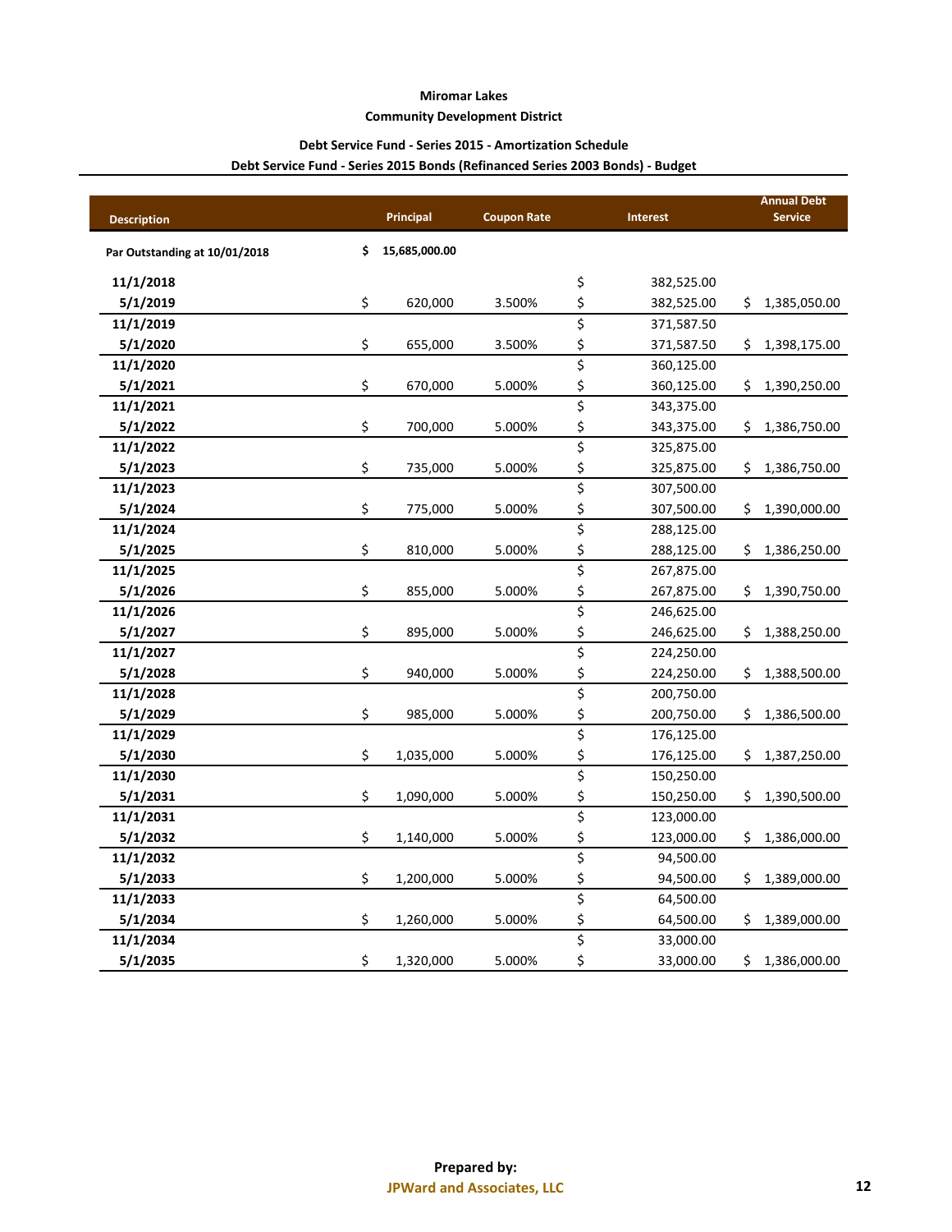**Miromar Lakes**

**Community Development District**

**Debt Service Fund - Series 2015 - Amortization Schedule**

**Debt Service Fund - Series 2015 Bonds (Refinanced Series 2003 Bonds) - Budget**

| Description | Principal | Coupon Rate | Interest | Annual Debt Service |
|---|---|---|---|---|
| **Par Outstanding at 10/01/2018** | **$ 15,685,000.00** | | | |
| **11/1/2018** | | | $ 382,525.00 | |
| **5/1/2019** | $ 620,000 | 3.500% | $ 382,525.00 | $ 1,385,050.00 |
| **11/1/2019** | | | $ 371,587.50 | |
| **5/1/2020** | $ 655,000 | 3.500% | $ 371,587.50 | $ 1,398,175.00 |
| **11/1/2020** | | | $ 360,125.00 | |
| **5/1/2021** | $ 670,000 | 5.000% | $ 360,125.00 | $ 1,390,250.00 |
| **11/1/2021** | | | $ 343,375.00 | |
| **5/1/2022** | $ 700,000 | 5.000% | $ 343,375.00 | $ 1,386,750.00 |
| **11/1/2022** | | | $ 325,875.00 | |
| **5/1/2023** | $ 735,000 | 5.000% | $ 325,875.00 | $ 1,386,750.00 |
| **11/1/2023** | | | $ 307,500.00 | |
| **5/1/2024** | $ 775,000 | 5.000% | $ 307,500.00 | $ 1,390,000.00 |
| **11/1/2024** | | | $ 288,125.00 | |
| **5/1/2025** | $ 810,000 | 5.000% | $ 288,125.00 | $ 1,386,250.00 |
| **11/1/2025** | | | $ 267,875.00 | |
| **5/1/2026** | $ 855,000 | 5.000% | $ 267,875.00 | $ 1,390,750.00 |
| **11/1/2026** | | | $ 246,625.00 | |
| **5/1/2027** | $ 895,000 | 5.000% | $ 246,625.00 | $ 1,388,250.00 |
| **11/1/2027** | | | $ 224,250.00 | |
| **5/1/2028** | $ 940,000 | 5.000% | $ 224,250.00 | $ 1,388,500.00 |
| **11/1/2028** | | | $ 200,750.00 | |
| **5/1/2029** | $ 985,000 | 5.000% | $ 200,750.00 | $ 1,386,500.00 |
| **11/1/2029** | | | $ 176,125.00 | |
| **5/1/2030** | $ 1,035,000 | 5.000% | $ 176,125.00 | $ 1,387,250.00 |
| **11/1/2030** | | | $ 150,250.00 | |
| **5/1/2031** | $ 1,090,000 | 5.000% | $ 150,250.00 | $ 1,390,500.00 |
| **11/1/2031** | | | $ 123,000.00 | |
| **5/1/2032** | $ 1,140,000 | 5.000% | $ 123,000.00 | $ 1,386,000.00 |
| **11/1/2032** | | | $ 94,500.00 | |
| **5/1/2033** | $ 1,200,000 | 5.000% | $ 94,500.00 | $ 1,389,000.00 |
| **11/1/2033** | | | $ 64,500.00 | |
| **5/1/2034** | $ 1,260,000 | 5.000% | $ 64,500.00 | $ 1,389,000.00 |
| **11/1/2034** | | | $ 33,000.00 | |
| **5/1/2035** | $ 1,320,000 | 5.000% | $ 33,000.00 | $ 1,386,000.00 |

**Prepared by:**
**JPWard and Associates, LLC**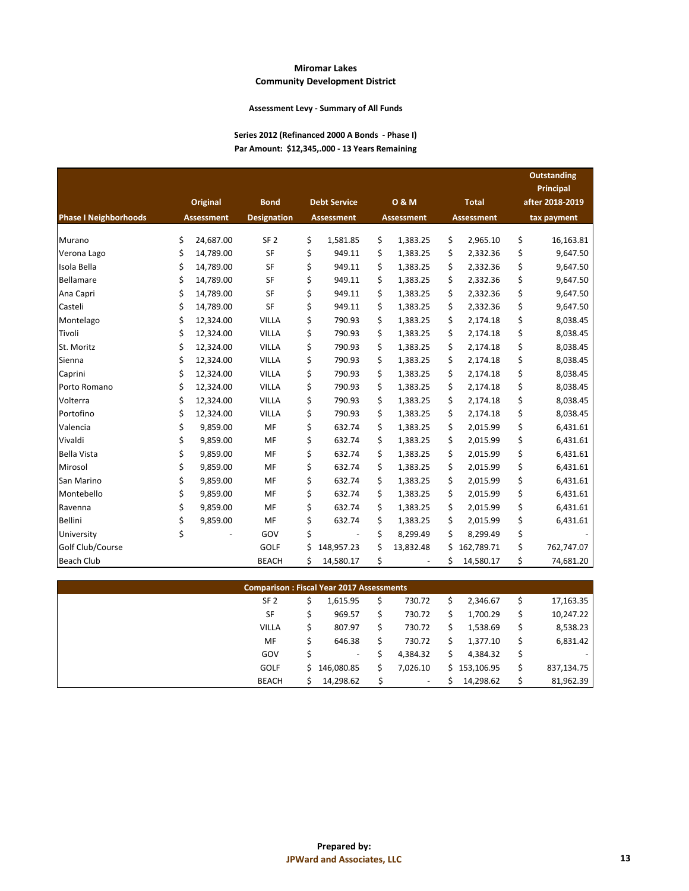## Miromar Lakes
## Community Development District

### Assessment Levy - Summary of All Funds

**Series 2012 (Refinanced 2000 A Bonds - Phase I)**
**Par Amount: $12,345,.000 - 13 Years Remaining**

| Phase I Neighborhoods | Original Assessment | Bond Designation | Debt Service Assessment | O & M Assessment | Total Assessment | Outstanding Principal after 2018-2019 tax payment |
|---|---|---|---|---|---|---|
| Murano | $ 24,687.00 | SF 2 | $ 1,581.85 | $ 1,383.25 | $ 2,965.10 | $ 16,163.81 |
| Verona Lago | $ 14,789.00 | SF | $ 949.11 | $ 1,383.25 | $ 2,332.36 | $ 9,647.50 |
| Isola Bella | $ 14,789.00 | SF | $ 949.11 | $ 1,383.25 | $ 2,332.36 | $ 9,647.50 |
| Bellamare | $ 14,789.00 | SF | $ 949.11 | $ 1,383.25 | $ 2,332.36 | $ 9,647.50 |
| Ana Capri | $ 14,789.00 | SF | $ 949.11 | $ 1,383.25 | $ 2,332.36 | $ 9,647.50 |
| Casteli | $ 14,789.00 | SF | $ 949.11 | $ 1,383.25 | $ 2,332.36 | $ 9,647.50 |
| Montelago | $ 12,324.00 | VILLA | $ 790.93 | $ 1,383.25 | $ 2,174.18 | $ 8,038.45 |
| Tivoli | $ 12,324.00 | VILLA | $ 790.93 | $ 1,383.25 | $ 2,174.18 | $ 8,038.45 |
| St. Moritz | $ 12,324.00 | VILLA | $ 790.93 | $ 1,383.25 | $ 2,174.18 | $ 8,038.45 |
| Sienna | $ 12,324.00 | VILLA | $ 790.93 | $ 1,383.25 | $ 2,174.18 | $ 8,038.45 |
| Caprini | $ 12,324.00 | VILLA | $ 790.93 | $ 1,383.25 | $ 2,174.18 | $ 8,038.45 |
| Porto Romano | $ 12,324.00 | VILLA | $ 790.93 | $ 1,383.25 | $ 2,174.18 | $ 8,038.45 |
| Volterra | $ 12,324.00 | VILLA | $ 790.93 | $ 1,383.25 | $ 2,174.18 | $ 8,038.45 |
| Portofino | $ 12,324.00 | VILLA | $ 790.93 | $ 1,383.25 | $ 2,174.18 | $ 8,038.45 |
| Valencia | $ 9,859.00 | MF | $ 632.74 | $ 1,383.25 | $ 2,015.99 | $ 6,431.61 |
| Vivaldi | $ 9,859.00 | MF | $ 632.74 | $ 1,383.25 | $ 2,015.99 | $ 6,431.61 |
| Bella Vista | $ 9,859.00 | MF | $ 632.74 | $ 1,383.25 | $ 2,015.99 | $ 6,431.61 |
| Mirosol | $ 9,859.00 | MF | $ 632.74 | $ 1,383.25 | $ 2,015.99 | $ 6,431.61 |
| San Marino | $ 9,859.00 | MF | $ 632.74 | $ 1,383.25 | $ 2,015.99 | $ 6,431.61 |
| Montebello | $ 9,859.00 | MF | $ 632.74 | $ 1,383.25 | $ 2,015.99 | $ 6,431.61 |
| Ravenna | $ 9,859.00 | MF | $ 632.74 | $ 1,383.25 | $ 2,015.99 | $ 6,431.61 |
| Bellini | $ 9,859.00 | MF | $ 632.74 | $ 1,383.25 | $ 2,015.99 | $ 6,431.61 |
| University | $ - | GOV | $ - | $ 8,299.49 | $ 8,299.49 | $ - |
| Golf Club/Course | | GOLF | $ 148,957.23 | $ 13,832.48 | $ 162,789.71 | $ 762,747.07 |
| Beach Club | | BEACH | $ 14,580.17 | $ - | $ 14,580.17 | $ 74,681.20 |

| Comparison : Fiscal Year 2017 Assessments | | | | | | |
|---|---|---|---|---|---|---|
| | | SF 2 | $ 1,615.95 | $ 730.72 | $ 2,346.67 | $ 17,163.35 |
| | | SF | $ 969.57 | $ 730.72 | $ 1,700.29 | $ 10,247.22 |
| | | VILLA | $ 807.97 | $ 730.72 | $ 1,538.69 | $ 8,538.23 |
| | | MF | $ 646.38 | $ 730.72 | $ 1,377.10 | $ 6,831.42 |
| | | GOV | $ - | $ 4,384.32 | $ 4,384.32 | $ - |
| | | GOLF | $ 146,080.85 | $ 7,026.10 | $ 153,106.95 | $ 837,134.75 |
| | | BEACH | $ 14,298.62 | $ - | $ 14,298.62 | $ 81,962.39 |

**Prepared by:**
**JPWard and Associates, LLC**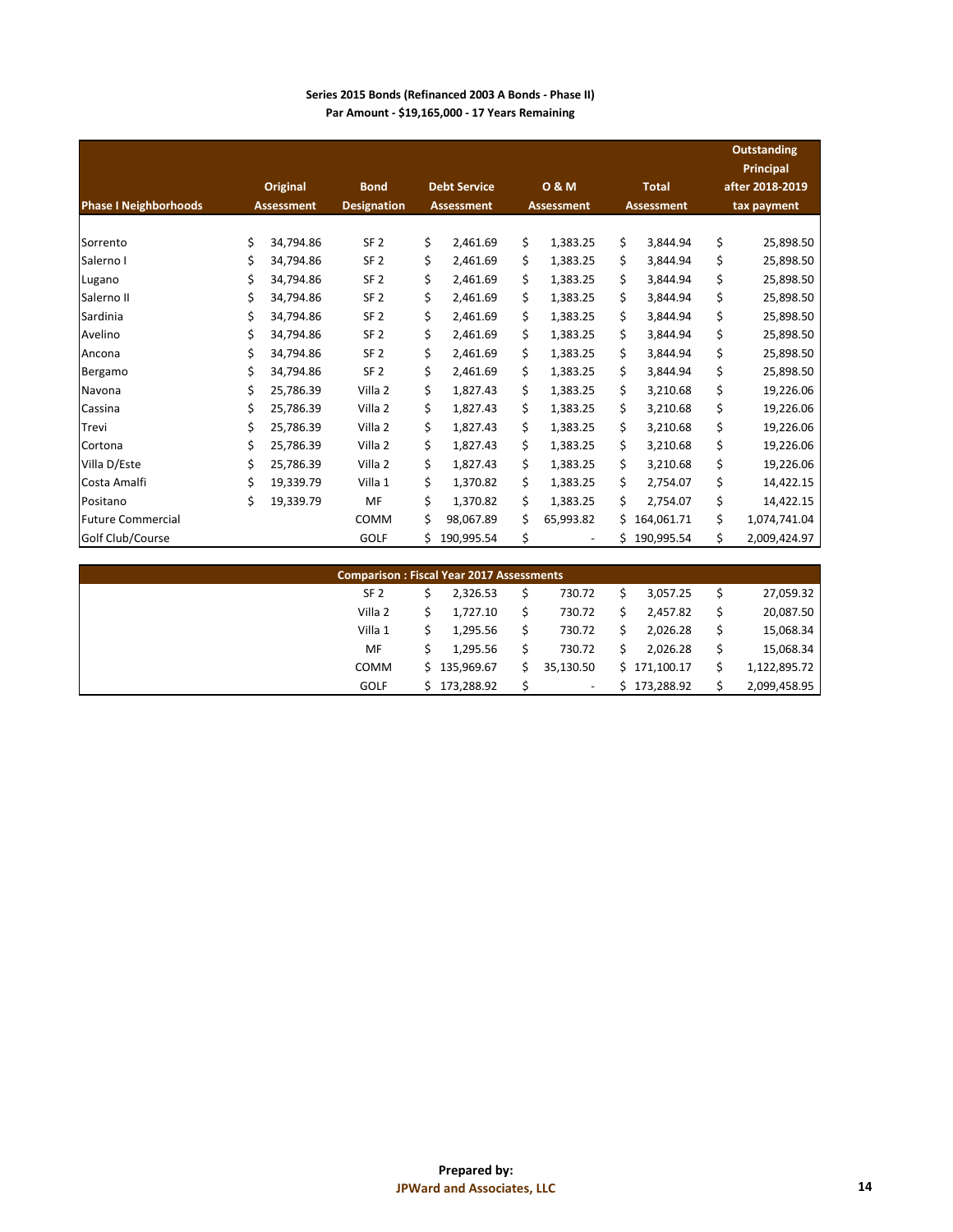**Series 2015 Bonds (Refinanced 2003 A Bonds - Phase II)**
**Par Amount - $19,165,000 - 17 Years Remaining**

| Phase I Neighborhoods | Original Assessment | Bond Designation | Debt Service Assessment | O & M Assessment | Total Assessment | Outstanding Principal after 2018-2019 tax payment |
|---|---|---|---|---|---|---|
| Sorrento | $ 34,794.86 | SF 2 | $ 2,461.69 | $ 1,383.25 | $ 3,844.94 | $ 25,898.50 |
| Salerno I | $ 34,794.86 | SF 2 | $ 2,461.69 | $ 1,383.25 | $ 3,844.94 | $ 25,898.50 |
| Lugano | $ 34,794.86 | SF 2 | $ 2,461.69 | $ 1,383.25 | $ 3,844.94 | $ 25,898.50 |
| Salerno II | $ 34,794.86 | SF 2 | $ 2,461.69 | $ 1,383.25 | $ 3,844.94 | $ 25,898.50 |
| Sardinia | $ 34,794.86 | SF 2 | $ 2,461.69 | $ 1,383.25 | $ 3,844.94 | $ 25,898.50 |
| Avelino | $ 34,794.86 | SF 2 | $ 2,461.69 | $ 1,383.25 | $ 3,844.94 | $ 25,898.50 |
| Ancona | $ 34,794.86 | SF 2 | $ 2,461.69 | $ 1,383.25 | $ 3,844.94 | $ 25,898.50 |
| Bergamo | $ 34,794.86 | SF 2 | $ 2,461.69 | $ 1,383.25 | $ 3,844.94 | $ 25,898.50 |
| Navona | $ 25,786.39 | Villa 2 | $ 1,827.43 | $ 1,383.25 | $ 3,210.68 | $ 19,226.06 |
| Cassina | $ 25,786.39 | Villa 2 | $ 1,827.43 | $ 1,383.25 | $ 3,210.68 | $ 19,226.06 |
| Trevi | $ 25,786.39 | Villa 2 | $ 1,827.43 | $ 1,383.25 | $ 3,210.68 | $ 19,226.06 |
| Cortona | $ 25,786.39 | Villa 2 | $ 1,827.43 | $ 1,383.25 | $ 3,210.68 | $ 19,226.06 |
| Villa D/Este | $ 25,786.39 | Villa 2 | $ 1,827.43 | $ 1,383.25 | $ 3,210.68 | $ 19,226.06 |
| Costa Amalfi | $ 19,339.79 | Villa 1 | $ 1,370.82 | $ 1,383.25 | $ 2,754.07 | $ 14,422.15 |
| Positano | $ 19,339.79 | MF | $ 1,370.82 | $ 1,383.25 | $ 2,754.07 | $ 14,422.15 |
| Future Commercial | | COMM | $ 98,067.89 | $ 65,993.82 | $ 164,061.71 | $ 1,074,741.04 |
| Golf Club/Course | | GOLF | $ 190,995.54 | $ - | $ 190,995.54 | $ 2,009,424.97 |

**Comparison : Fiscal Year 2017 Assessments**

| Bond Designation | Debt Service Assessment | O & M Assessment | Total Assessment | Outstanding Principal |
|---|---|---|---|---|
| SF 2 | $ 2,326.53 | $ 730.72 | $ 3,057.25 | $ 27,059.32 |
| Villa 2 | $ 1,727.10 | $ 730.72 | $ 2,457.82 | $ 20,087.50 |
| Villa 1 | $ 1,295.56 | $ 730.72 | $ 2,026.28 | $ 15,068.34 |
| MF | $ 1,295.56 | $ 730.72 | $ 2,026.28 | $ 15,068.34 |
| COMM | $ 135,969.67 | $ 35,130.50 | $ 171,100.17 | $ 1,122,895.72 |
| GOLF | $ 173,288.92 | $ - | $ 173,288.92 | $ 2,099,458.95 |

**Prepared by:**
**JPWard and Associates, LLC**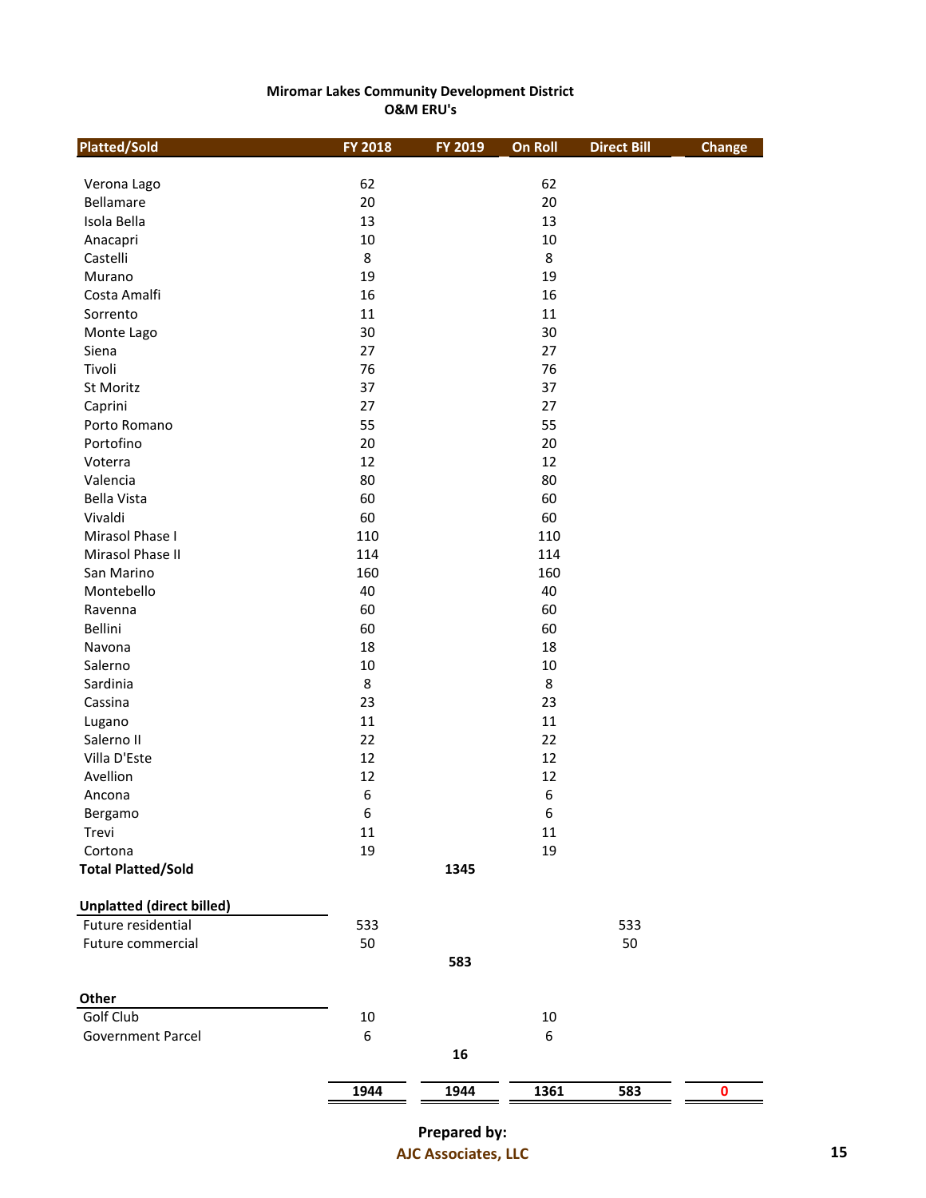**Miromar Lakes Community Development District**
**O&M ERU's**

| Platted/Sold | FY 2018 | FY 2019 | On Roll | Direct Bill | Change |
|---|---|---|---|---|---|
| Verona Lago | 62 | | 62 | | |
| Bellamare | 20 | | 20 | | |
| Isola Bella | 13 | | 13 | | |
| Anacapri | 10 | | 10 | | |
| Castelli | 8 | | 8 | | |
| Murano | 19 | | 19 | | |
| Costa Amalfi | 16 | | 16 | | |
| Sorrento | 11 | | 11 | | |
| Monte Lago | 30 | | 30 | | |
| Siena | 27 | | 27 | | |
| Tivoli | 76 | | 76 | | |
| St Moritz | 37 | | 37 | | |
| Caprini | 27 | | 27 | | |
| Porto Romano | 55 | | 55 | | |
| Portofino | 20 | | 20 | | |
| Voterra | 12 | | 12 | | |
| Valencia | 80 | | 80 | | |
| Bella Vista | 60 | | 60 | | |
| Vivaldi | 60 | | 60 | | |
| Mirasol Phase I | 110 | | 110 | | |
| Mirasol Phase II | 114 | | 114 | | |
| San Marino | 160 | | 160 | | |
| Montebello | 40 | | 40 | | |
| Ravenna | 60 | | 60 | | |
| Bellini | 60 | | 60 | | |
| Navona | 18 | | 18 | | |
| Salerno | 10 | | 10 | | |
| Sardinia | 8 | | 8 | | |
| Cassina | 23 | | 23 | | |
| Lugano | 11 | | 11 | | |
| Salerno II | 22 | | 22 | | |
| Villa D'Este | 12 | | 12 | | |
| Avellion | 12 | | 12 | | |
| Ancona | 6 | | 6 | | |
| Bergamo | 6 | | 6 | | |
| Trevi | 11 | | 11 | | |
| Cortona | 19 | | 19 | | |
| **Total Platted/Sold** | | **1345** | | | |
| **Unplatted (direct billed)** | | | | | |
| Future residential | 533 | | | 533 | |
| Future commercial | 50 | | | 50 | |
| | | **583** | | | |
| **Other** | | | | | |
| Golf Club | 10 | | 10 | | |
| Government Parcel | 6 | | 6 | | |
| | | **16** | | | |
| | **1944** | **1944** | **1361** | **583** | **0** |

**Prepared by:**
**AJC Associates, LLC**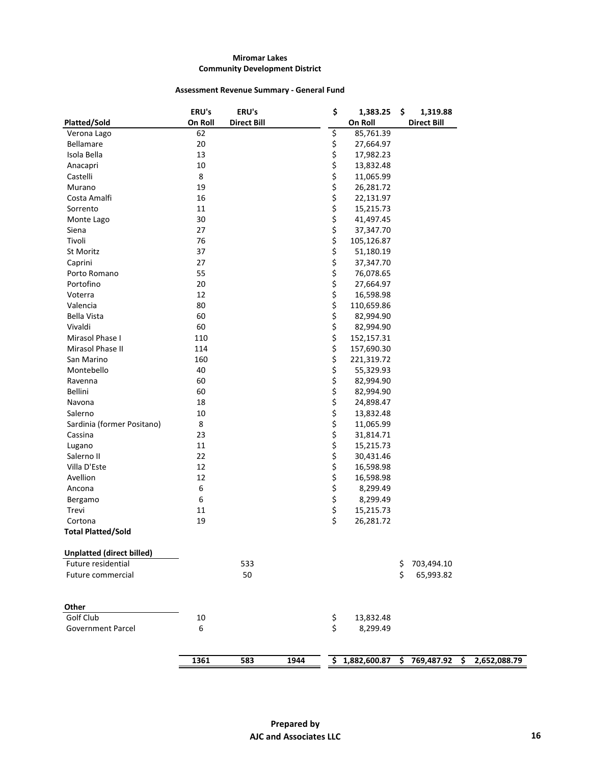**Miromar Lakes**
**Community Development District**

**Assessment Revenue Summary - General Fund**

| Platted/Sold | ERU's On Roll | ERU's Direct Bill | | $ 1,383.25 On Roll | $ 1,319.88 Direct Bill | |
|---|---|---|---|---|---|---|
| Verona Lago | 62 | | | $ 85,761.39 | | |
| Bellamare | 20 | | | $ 27,664.97 | | |
| Isola Bella | 13 | | | $ 17,982.23 | | |
| Anacapri | 10 | | | $ 13,832.48 | | |
| Castelli | 8 | | | $ 11,065.99 | | |
| Murano | 19 | | | $ 26,281.72 | | |
| Costa Amalfi | 16 | | | $ 22,131.97 | | |
| Sorrento | 11 | | | $ 15,215.73 | | |
| Monte Lago | 30 | | | $ 41,497.45 | | |
| Siena | 27 | | | $ 37,347.70 | | |
| Tivoli | 76 | | | $ 105,126.87 | | |
| St Moritz | 37 | | | $ 51,180.19 | | |
| Caprini | 27 | | | $ 37,347.70 | | |
| Porto Romano | 55 | | | $ 76,078.65 | | |
| Portofino | 20 | | | $ 27,664.97 | | |
| Voterra | 12 | | | $ 16,598.98 | | |
| Valencia | 80 | | | $ 110,659.86 | | |
| Bella Vista | 60 | | | $ 82,994.90 | | |
| Vivaldi | 60 | | | $ 82,994.90 | | |
| Mirasol Phase I | 110 | | | $ 152,157.31 | | |
| Mirasol Phase II | 114 | | | $ 157,690.30 | | |
| San Marino | 160 | | | $ 221,319.72 | | |
| Montebello | 40 | | | $ 55,329.93 | | |
| Ravenna | 60 | | | $ 82,994.90 | | |
| Bellini | 60 | | | $ 82,994.90 | | |
| Navona | 18 | | | $ 24,898.47 | | |
| Salerno | 10 | | | $ 13,832.48 | | |
| Sardinia (former Positano) | 8 | | | $ 11,065.99 | | |
| Cassina | 23 | | | $ 31,814.71 | | |
| Lugano | 11 | | | $ 15,215.73 | | |
| Salerno II | 22 | | | $ 30,431.46 | | |
| Villa D'Este | 12 | | | $ 16,598.98 | | |
| Avellion | 12 | | | $ 16,598.98 | | |
| Ancona | 6 | | | $ 8,299.49 | | |
| Bergamo | 6 | | | $ 8,299.49 | | |
| Trevi | 11 | | | $ 15,215.73 | | |
| Cortona | 19 | | | $ 26,281.72 | | |
| **Total Platted/Sold** | | | | | | |
| | | | | | | |
| **Unplatted (direct billed)** | | | | | | |
| Future residential | | 533 | | | $ 703,494.10 | |
| Future commercial | | 50 | | | $ 65,993.82 | |
| | | | | | | |
| **Other** | | | | | | |
| Golf Club | 10 | | | $ 13,832.48 | | |
| Government Parcel | 6 | | | $ 8,299.49 | | |
| | | | | | | |
| | **1361** | **583** | **1944** | **$ 1,882,600.87** | **$ 769,487.92** | **$ 2,652,088.79** |

**Prepared by**
**AJC and Associates LLC**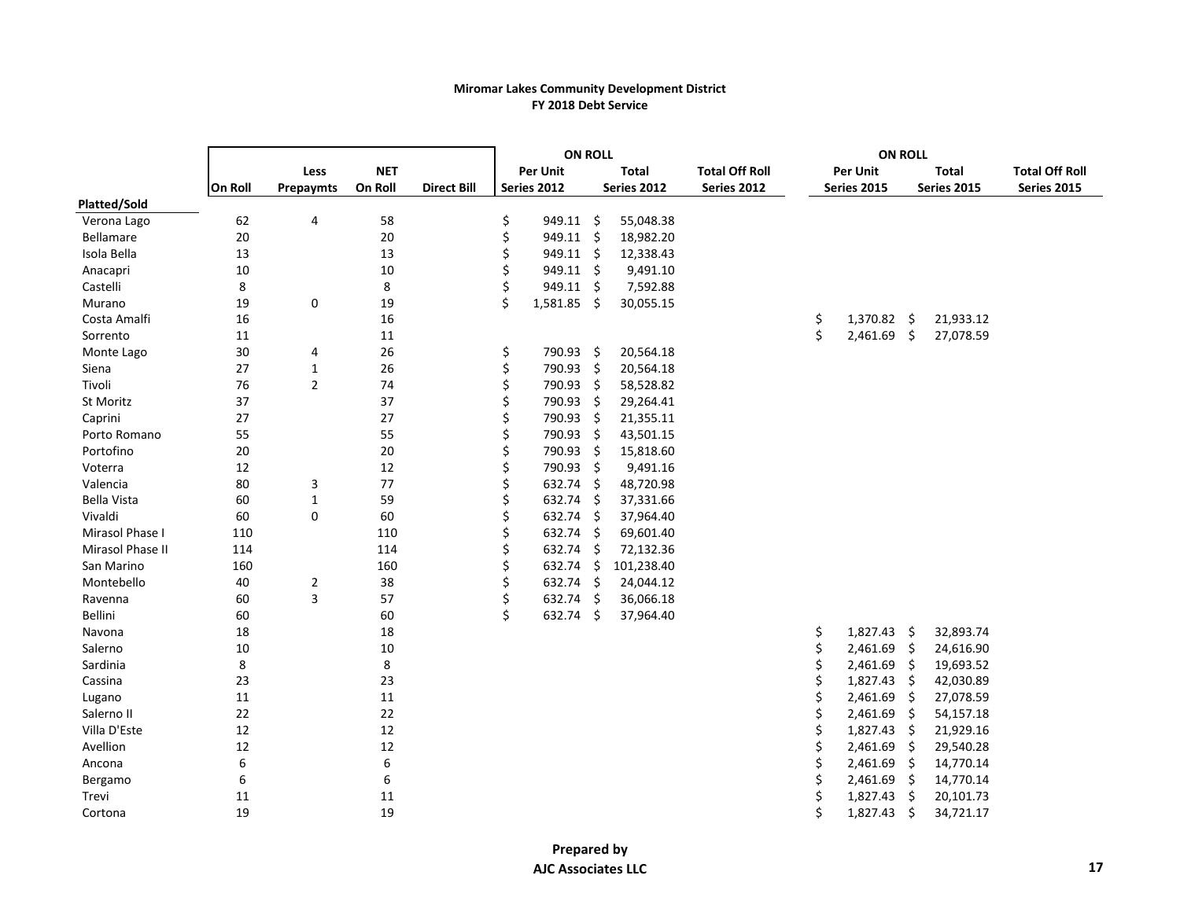**Miromar Lakes Community Development District**
**FY 2018 Debt Service**

| | On Roll | Less Prepaymts | NET On Roll | Direct Bill | ON ROLL Per Unit Series 2012 | ON ROLL Total Series 2012 | Total Off Roll Series 2012 | ON ROLL Per Unit Series 2015 | ON ROLL Total Series 2015 | Total Off Roll Series 2015 |
|---|---|---|---|---|---|---|---|---|---|---|
| **Platted/Sold** | | | | | | | | | | |
| Verona Lago | 62 | 4 | 58 | | $ 949.11 | $ 55,048.38 | | | | |
| Bellamare | 20 | | 20 | | $ 949.11 | $ 18,982.20 | | | | |
| Isola Bella | 13 | | 13 | | $ 949.11 | $ 12,338.43 | | | | |
| Anacapri | 10 | | 10 | | $ 949.11 | $ 9,491.10 | | | | |
| Castelli | 8 | | 8 | | $ 949.11 | $ 7,592.88 | | | | |
| Murano | 19 | 0 | 19 | | $ 1,581.85 | $ 30,055.15 | | | | |
| Costa Amalfi | 16 | | 16 | | | | | $ 1,370.82 | $ 21,933.12 | |
| Sorrento | 11 | | 11 | | | | | $ 2,461.69 | $ 27,078.59 | |
| Monte Lago | 30 | 4 | 26 | | $ 790.93 | $ 20,564.18 | | | | |
| Siena | 27 | 1 | 26 | | $ 790.93 | $ 20,564.18 | | | | |
| Tivoli | 76 | 2 | 74 | | $ 790.93 | $ 58,528.82 | | | | |
| St Moritz | 37 | | 37 | | $ 790.93 | $ 29,264.41 | | | | |
| Caprini | 27 | | 27 | | $ 790.93 | $ 21,355.11 | | | | |
| Porto Romano | 55 | | 55 | | $ 790.93 | $ 43,501.15 | | | | |
| Portofino | 20 | | 20 | | $ 790.93 | $ 15,818.60 | | | | |
| Voterra | 12 | | 12 | | $ 790.93 | $ 9,491.16 | | | | |
| Valencia | 80 | 3 | 77 | | $ 632.74 | $ 48,720.98 | | | | |
| Bella Vista | 60 | 1 | 59 | | $ 632.74 | $ 37,331.66 | | | | |
| Vivaldi | 60 | 0 | 60 | | $ 632.74 | $ 37,964.40 | | | | |
| Mirasol Phase I | 110 | | 110 | | $ 632.74 | $ 69,601.40 | | | | |
| Mirasol Phase II | 114 | | 114 | | $ 632.74 | $ 72,132.36 | | | | |
| San Marino | 160 | | 160 | | $ 632.74 | $ 101,238.40 | | | | |
| Montebello | 40 | 2 | 38 | | $ 632.74 | $ 24,044.12 | | | | |
| Ravenna | 60 | 3 | 57 | | $ 632.74 | $ 36,066.18 | | | | |
| Bellini | 60 | | 60 | | $ 632.74 | $ 37,964.40 | | | | |
| Navona | 18 | | 18 | | | | | $ 1,827.43 | $ 32,893.74 | |
| Salerno | 10 | | 10 | | | | | $ 2,461.69 | $ 24,616.90 | |
| Sardinia | 8 | | 8 | | | | | $ 2,461.69 | $ 19,693.52 | |
| Cassina | 23 | | 23 | | | | | $ 1,827.43 | $ 42,030.89 | |
| Lugano | 11 | | 11 | | | | | $ 2,461.69 | $ 27,078.59 | |
| Salerno II | 22 | | 22 | | | | | $ 2,461.69 | $ 54,157.18 | |
| Villa D'Este | 12 | | 12 | | | | | $ 1,827.43 | $ 21,929.16 | |
| Avellion | 12 | | 12 | | | | | $ 2,461.69 | $ 29,540.28 | |
| Ancona | 6 | | 6 | | | | | $ 2,461.69 | $ 14,770.14 | |
| Bergamo | 6 | | 6 | | | | | $ 2,461.69 | $ 14,770.14 | |
| Trevi | 11 | | 11 | | | | | $ 1,827.43 | $ 20,101.73 | |
| Cortona | 19 | | 19 | | | | | $ 1,827.43 | $ 34,721.17 | |

**Prepared by**
**AJC Associates LLC**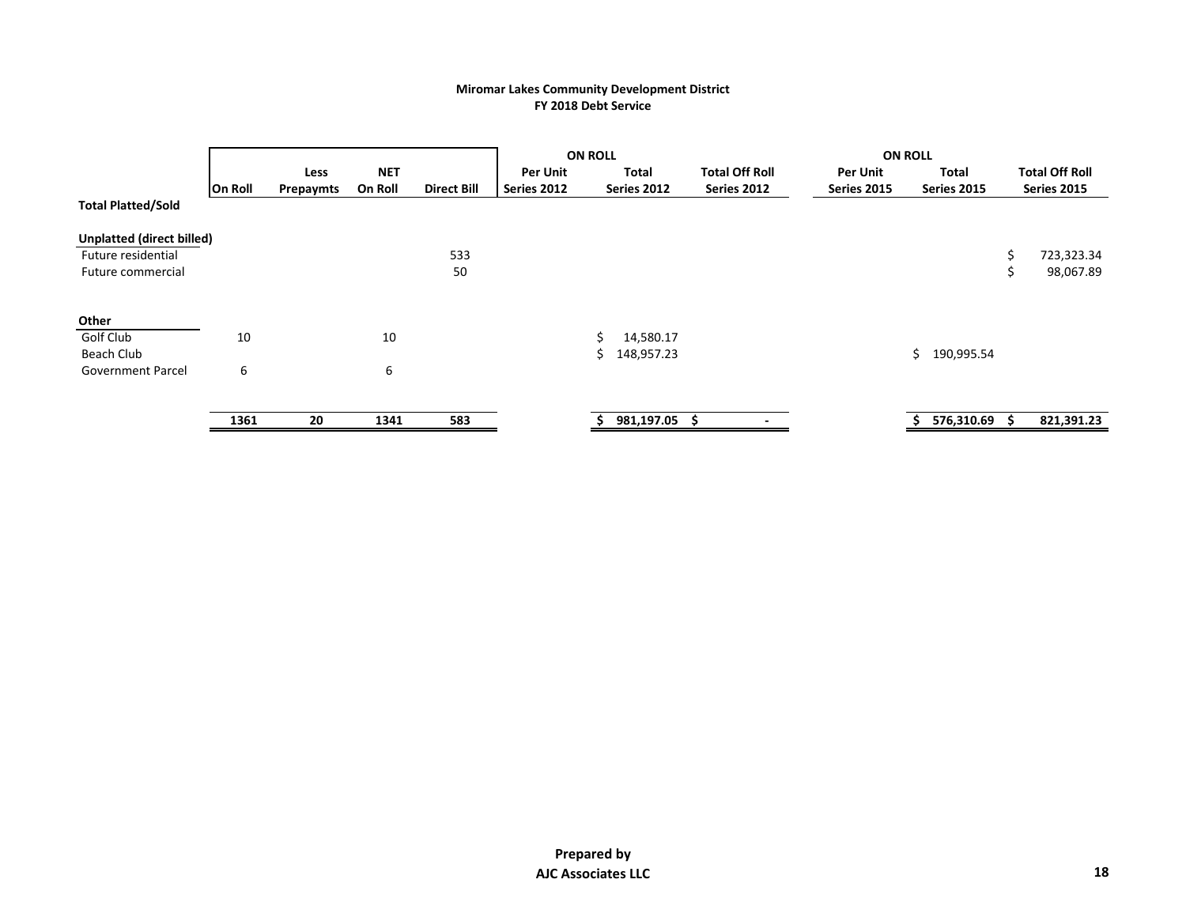**Miromar Lakes Community Development District**
**FY 2018 Debt Service**

| | | | | | ON ROLL | | | ON ROLL | | |
|---|---|---|---|---|---|---|---|---|---|---|
| | On Roll | Less Prepaymts | NET On Roll | Direct Bill | Per Unit Series 2012 | Total Series 2012 | Total Off Roll Series 2012 | Per Unit Series 2015 | Total Series 2015 | Total Off Roll Series 2015 |
| **Total Platted/Sold** | | | | | | | | | | |
| **Unplatted (direct billed)** | | | | | | | | | | |
| Future residential | | | | 533 | | | | | | $ 723,323.34 |
| Future commercial | | | | 50 | | | | | | $ 98,067.89 |
| **Other** | | | | | | | | | | |
| Golf Club | 10 | | 10 | | | $ 14,580.17 | | | | |
| Beach Club | | | | | | $ 148,957.23 | | | $ 190,995.54 | |
| Government Parcel | 6 | | 6 | | | | | | | |
| | **1361** | **20** | **1341** | **583** | | **$ 981,197.05** | **$ -** | | **$ 576,310.69** | **$ 821,391.23** |

**Prepared by**
**AJC Associates LLC**